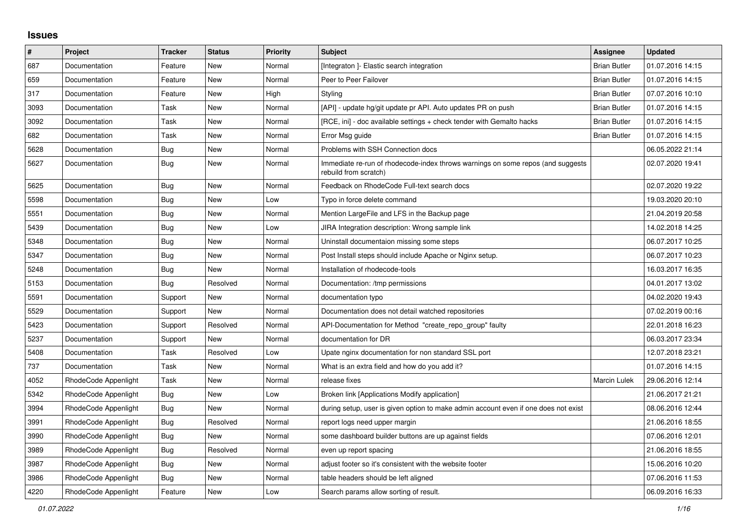## Issues

| # | Project | Tracker | Status | Priority | Subject | Assignee | Updated |
|---|---|---|---|---|---|---|---|
| 687 | Documentation | Feature | New | Normal | [Integraton ]- Elastic search integration | Brian Butler | 01.07.2016 14:15 |
| 659 | Documentation | Feature | New | Normal | Peer to Peer Failover | Brian Butler | 01.07.2016 14:15 |
| 317 | Documentation | Feature | New | High | Styling | Brian Butler | 07.07.2016 10:10 |
| 3093 | Documentation | Task | New | Normal | [API] - update hg/git update pr API. Auto updates PR on push | Brian Butler | 01.07.2016 14:15 |
| 3092 | Documentation | Task | New | Normal | [RCE, ini] - doc available settings + check tender with Gemalto hacks | Brian Butler | 01.07.2016 14:15 |
| 682 | Documentation | Task | New | Normal | Error Msg guide | Brian Butler | 01.07.2016 14:15 |
| 5628 | Documentation | Bug | New | Normal | Problems with SSH Connection docs | | 06.05.2022 21:14 |
| 5627 | Documentation | Bug | New | Normal | Immediate re-run of rhodecode-index throws warnings on some repos (and suggests rebuild from scratch) | | 02.07.2020 19:41 |
| 5625 | Documentation | Bug | New | Normal | Feedback on RhodeCode Full-text search docs | | 02.07.2020 19:22 |
| 5598 | Documentation | Bug | New | Low | Typo in force delete command | | 19.03.2020 20:10 |
| 5551 | Documentation | Bug | New | Normal | Mention LargeFile and LFS in the Backup page | | 21.04.2019 20:58 |
| 5439 | Documentation | Bug | New | Low | JIRA Integration description: Wrong sample link | | 14.02.2018 14:25 |
| 5348 | Documentation | Bug | New | Normal | Uninstall documentaion missing some steps | | 06.07.2017 10:25 |
| 5347 | Documentation | Bug | New | Normal | Post Install steps should include Apache or Nginx setup. | | 06.07.2017 10:23 |
| 5248 | Documentation | Bug | New | Normal | Installation of rhodecode-tools | | 16.03.2017 16:35 |
| 5153 | Documentation | Bug | Resolved | Normal | Documentation: /tmp permissions | | 04.01.2017 13:02 |
| 5591 | Documentation | Support | New | Normal | documentation typo | | 04.02.2020 19:43 |
| 5529 | Documentation | Support | New | Normal | Documentation does not detail watched repositories | | 07.02.2019 00:16 |
| 5423 | Documentation | Support | Resolved | Normal | API-Documentation for Method "create_repo_group" faulty | | 22.01.2018 16:23 |
| 5237 | Documentation | Support | New | Normal | documentation for DR | | 06.03.2017 23:34 |
| 5408 | Documentation | Task | Resolved | Low | Upate nginx documentation for non standard SSL port | | 12.07.2018 23:21 |
| 737 | Documentation | Task | New | Normal | What is an extra field and how do you add it? | | 01.07.2016 14:15 |
| 4052 | RhodeCode Appenlight | Task | New | Normal | release fixes | Marcin Lulek | 29.06.2016 12:14 |
| 5342 | RhodeCode Appenlight | Bug | New | Low | Broken link [Applications Modify application] | | 21.06.2017 21:21 |
| 3994 | RhodeCode Appenlight | Bug | New | Normal | during setup, user is given option to make admin account even if one does not exist | | 08.06.2016 12:44 |
| 3991 | RhodeCode Appenlight | Bug | Resolved | Normal | report logs need upper margin | | 21.06.2016 18:55 |
| 3990 | RhodeCode Appenlight | Bug | New | Normal | some dashboard builder buttons are up against fields | | 07.06.2016 12:01 |
| 3989 | RhodeCode Appenlight | Bug | Resolved | Normal | even up report spacing | | 21.06.2016 18:55 |
| 3987 | RhodeCode Appenlight | Bug | New | Normal | adjust footer so it's consistent with the website footer | | 15.06.2016 10:20 |
| 3986 | RhodeCode Appenlight | Bug | New | Normal | table headers should be left aligned | | 07.06.2016 11:53 |
| 4220 | RhodeCode Appenlight | Feature | New | Low | Search params allow sorting of result. | | 06.09.2016 16:33 |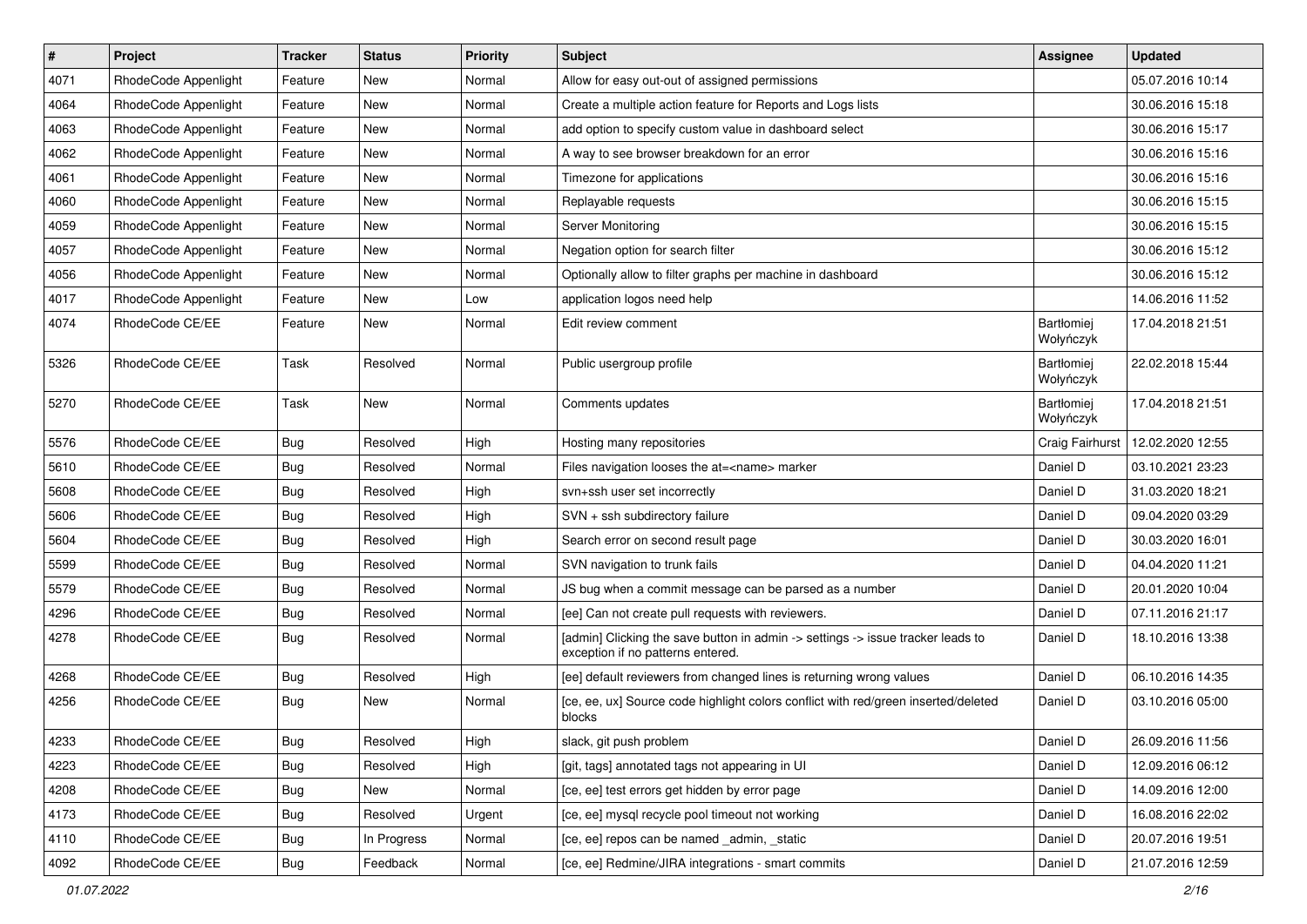| # | Project | Tracker | Status | Priority | Subject | Assignee | Updated |
|---|---|---|---|---|---|---|---|
| 4071 | RhodeCode Appenlight | Feature | New | Normal | Allow for easy out-out of assigned permissions | | 05.07.2016 10:14 |
| 4064 | RhodeCode Appenlight | Feature | New | Normal | Create a multiple action feature for Reports and Logs lists | | 30.06.2016 15:18 |
| 4063 | RhodeCode Appenlight | Feature | New | Normal | add option to specify custom value in dashboard select | | 30.06.2016 15:17 |
| 4062 | RhodeCode Appenlight | Feature | New | Normal | A way to see browser breakdown for an error | | 30.06.2016 15:16 |
| 4061 | RhodeCode Appenlight | Feature | New | Normal | Timezone for applications | | 30.06.2016 15:16 |
| 4060 | RhodeCode Appenlight | Feature | New | Normal | Replayable requests | | 30.06.2016 15:15 |
| 4059 | RhodeCode Appenlight | Feature | New | Normal | Server Monitoring | | 30.06.2016 15:15 |
| 4057 | RhodeCode Appenlight | Feature | New | Normal | Negation option for search filter | | 30.06.2016 15:12 |
| 4056 | RhodeCode Appenlight | Feature | New | Normal | Optionally allow to filter graphs per machine in dashboard | | 30.06.2016 15:12 |
| 4017 | RhodeCode Appenlight | Feature | New | Low | application logos need help | | 14.06.2016 11:52 |
| 4074 | RhodeCode CE/EE | Feature | New | Normal | Edit review comment | Bartłomiej Wołyńczyk | 17.04.2018 21:51 |
| 5326 | RhodeCode CE/EE | Task | Resolved | Normal | Public usergroup profile | Bartłomiej Wołyńczyk | 22.02.2018 15:44 |
| 5270 | RhodeCode CE/EE | Task | New | Normal | Comments updates | Bartłomiej Wołyńczyk | 17.04.2018 21:51 |
| 5576 | RhodeCode CE/EE | Bug | Resolved | High | Hosting many repositories | Craig Fairhurst | 12.02.2020 12:55 |
| 5610 | RhodeCode CE/EE | Bug | Resolved | Normal | Files navigation looses the at=<name> marker | Daniel D | 03.10.2021 23:23 |
| 5608 | RhodeCode CE/EE | Bug | Resolved | High | svn+ssh user set incorrectly | Daniel D | 31.03.2020 18:21 |
| 5606 | RhodeCode CE/EE | Bug | Resolved | High | SVN + ssh subdirectory failure | Daniel D | 09.04.2020 03:29 |
| 5604 | RhodeCode CE/EE | Bug | Resolved | High | Search error on second result page | Daniel D | 30.03.2020 16:01 |
| 5599 | RhodeCode CE/EE | Bug | Resolved | Normal | SVN navigation to trunk fails | Daniel D | 04.04.2020 11:21 |
| 5579 | RhodeCode CE/EE | Bug | Resolved | Normal | JS bug when a commit message can be parsed as a number | Daniel D | 20.01.2020 10:04 |
| 4296 | RhodeCode CE/EE | Bug | Resolved | Normal | [ee] Can not create pull requests with reviewers. | Daniel D | 07.11.2016 21:17 |
| 4278 | RhodeCode CE/EE | Bug | Resolved | Normal | [admin] Clicking the save button in admin -> settings -> issue tracker leads to exception if no patterns entered. | Daniel D | 18.10.2016 13:38 |
| 4268 | RhodeCode CE/EE | Bug | Resolved | High | [ee] default reviewers from changed lines is returning wrong values | Daniel D | 06.10.2016 14:35 |
| 4256 | RhodeCode CE/EE | Bug | New | Normal | [ce, ee, ux] Source code highlight colors conflict with red/green inserted/deleted blocks | Daniel D | 03.10.2016 05:00 |
| 4233 | RhodeCode CE/EE | Bug | Resolved | High | slack, git push problem | Daniel D | 26.09.2016 11:56 |
| 4223 | RhodeCode CE/EE | Bug | Resolved | High | [git, tags] annotated tags not appearing in UI | Daniel D | 12.09.2016 06:12 |
| 4208 | RhodeCode CE/EE | Bug | New | Normal | [ce, ee] test errors get hidden by error page | Daniel D | 14.09.2016 12:00 |
| 4173 | RhodeCode CE/EE | Bug | Resolved | Urgent | [ce, ee] mysql recycle pool timeout not working | Daniel D | 16.08.2016 22:02 |
| 4110 | RhodeCode CE/EE | Bug | In Progress | Normal | [ce, ee] repos can be named _admin, _static | Daniel D | 20.07.2016 19:51 |
| 4092 | RhodeCode CE/EE | Bug | Feedback | Normal | [ce, ee] Redmine/JIRA integrations - smart commits | Daniel D | 21.07.2016 12:59 |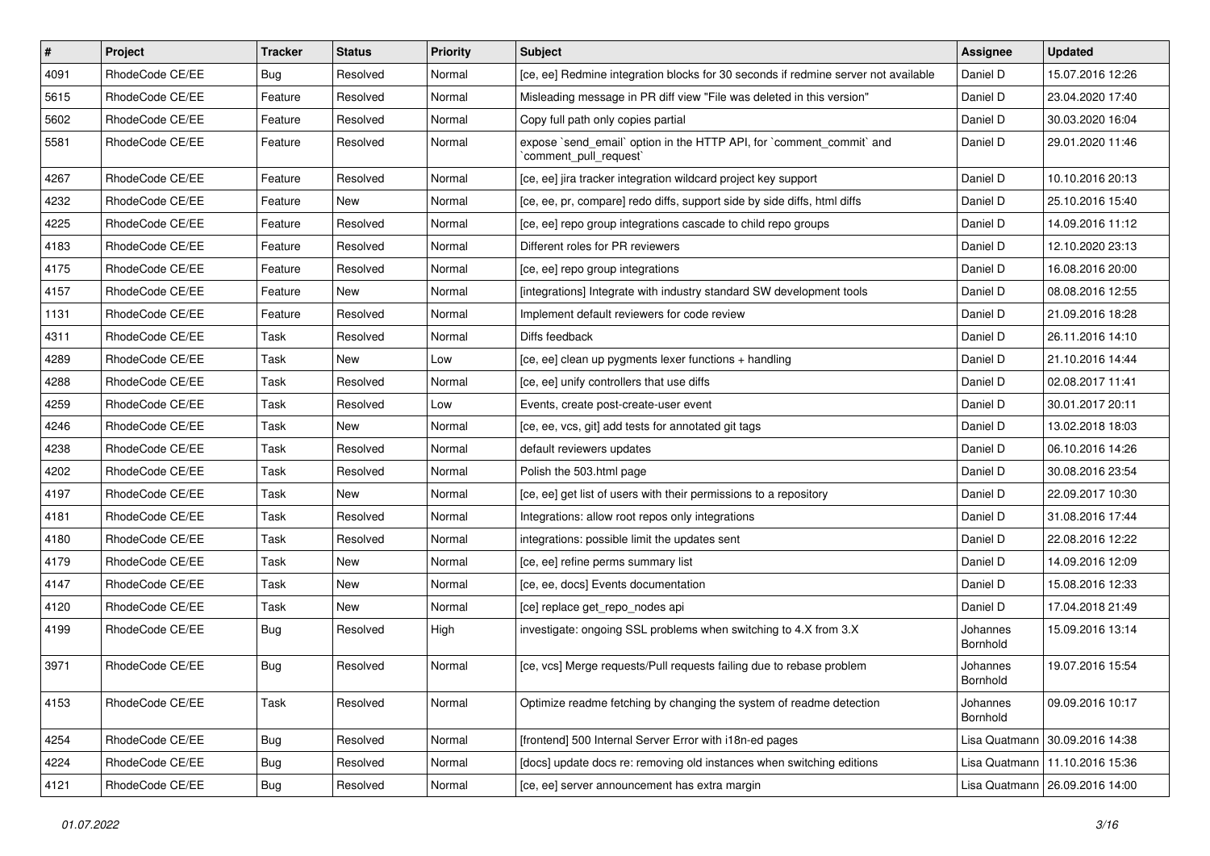| # | Project | Tracker | Status | Priority | Subject | Assignee | Updated |
|---|---|---|---|---|---|---|---|
| 4091 | RhodeCode CE/EE | Bug | Resolved | Normal | [ce, ee] Redmine integration blocks for 30 seconds if redmine server not available | Daniel D | 15.07.2016 12:26 |
| 5615 | RhodeCode CE/EE | Feature | Resolved | Normal | Misleading message in PR diff view "File was deleted in this version" | Daniel D | 23.04.2020 17:40 |
| 5602 | RhodeCode CE/EE | Feature | Resolved | Normal | Copy full path only copies partial | Daniel D | 30.03.2020 16:04 |
| 5581 | RhodeCode CE/EE | Feature | Resolved | Normal | expose `send_email` option in the HTTP API, for `comment_commit` and `comment_pull_request` | Daniel D | 29.01.2020 11:46 |
| 4267 | RhodeCode CE/EE | Feature | Resolved | Normal | [ce, ee] jira tracker integration wildcard project key support | Daniel D | 10.10.2016 20:13 |
| 4232 | RhodeCode CE/EE | Feature | New | Normal | [ce, ee, pr, compare] redo diffs, support side by side diffs, html diffs | Daniel D | 25.10.2016 15:40 |
| 4225 | RhodeCode CE/EE | Feature | Resolved | Normal | [ce, ee] repo group integrations cascade to child repo groups | Daniel D | 14.09.2016 11:12 |
| 4183 | RhodeCode CE/EE | Feature | Resolved | Normal | Different roles for PR reviewers | Daniel D | 12.10.2020 23:13 |
| 4175 | RhodeCode CE/EE | Feature | Resolved | Normal | [ce, ee] repo group integrations | Daniel D | 16.08.2016 20:00 |
| 4157 | RhodeCode CE/EE | Feature | New | Normal | [integrations] Integrate with industry standard SW development tools | Daniel D | 08.08.2016 12:55 |
| 1131 | RhodeCode CE/EE | Feature | Resolved | Normal | Implement default reviewers for code review | Daniel D | 21.09.2016 18:28 |
| 4311 | RhodeCode CE/EE | Task | Resolved | Normal | Diffs feedback | Daniel D | 26.11.2016 14:10 |
| 4289 | RhodeCode CE/EE | Task | New | Low | [ce, ee] clean up pygments lexer functions + handling | Daniel D | 21.10.2016 14:44 |
| 4288 | RhodeCode CE/EE | Task | Resolved | Normal | [ce, ee] unify controllers that use diffs | Daniel D | 02.08.2017 11:41 |
| 4259 | RhodeCode CE/EE | Task | Resolved | Low | Events, create post-create-user event | Daniel D | 30.01.2017 20:11 |
| 4246 | RhodeCode CE/EE | Task | New | Normal | [ce, ee, vcs, git] add tests for annotated git tags | Daniel D | 13.02.2018 18:03 |
| 4238 | RhodeCode CE/EE | Task | Resolved | Normal | default reviewers updates | Daniel D | 06.10.2016 14:26 |
| 4202 | RhodeCode CE/EE | Task | Resolved | Normal | Polish the 503.html page | Daniel D | 30.08.2016 23:54 |
| 4197 | RhodeCode CE/EE | Task | New | Normal | [ce, ee] get list of users with their permissions to a repository | Daniel D | 22.09.2017 10:30 |
| 4181 | RhodeCode CE/EE | Task | Resolved | Normal | Integrations: allow root repos only integrations | Daniel D | 31.08.2016 17:44 |
| 4180 | RhodeCode CE/EE | Task | Resolved | Normal | integrations: possible limit the updates sent | Daniel D | 22.08.2016 12:22 |
| 4179 | RhodeCode CE/EE | Task | New | Normal | [ce, ee] refine perms summary list | Daniel D | 14.09.2016 12:09 |
| 4147 | RhodeCode CE/EE | Task | New | Normal | [ce, ee, docs] Events documentation | Daniel D | 15.08.2016 12:33 |
| 4120 | RhodeCode CE/EE | Task | New | Normal | [ce] replace get_repo_nodes api | Daniel D | 17.04.2018 21:49 |
| 4199 | RhodeCode CE/EE | Bug | Resolved | High | investigate: ongoing SSL problems when switching to 4.X from 3.X | Johannes Bornhold | 15.09.2016 13:14 |
| 3971 | RhodeCode CE/EE | Bug | Resolved | Normal | [ce, vcs] Merge requests/Pull requests failing due to rebase problem | Johannes Bornhold | 19.07.2016 15:54 |
| 4153 | RhodeCode CE/EE | Task | Resolved | Normal | Optimize readme fetching by changing the system of readme detection | Johannes Bornhold | 09.09.2016 10:17 |
| 4254 | RhodeCode CE/EE | Bug | Resolved | Normal | [frontend] 500 Internal Server Error with i18n-ed pages | Lisa Quatmann | 30.09.2016 14:38 |
| 4224 | RhodeCode CE/EE | Bug | Resolved | Normal | [docs] update docs re: removing old instances when switching editions | Lisa Quatmann | 11.10.2016 15:36 |
| 4121 | RhodeCode CE/EE | Bug | Resolved | Normal | [ce, ee] server announcement has extra margin | Lisa Quatmann | 26.09.2016 14:00 |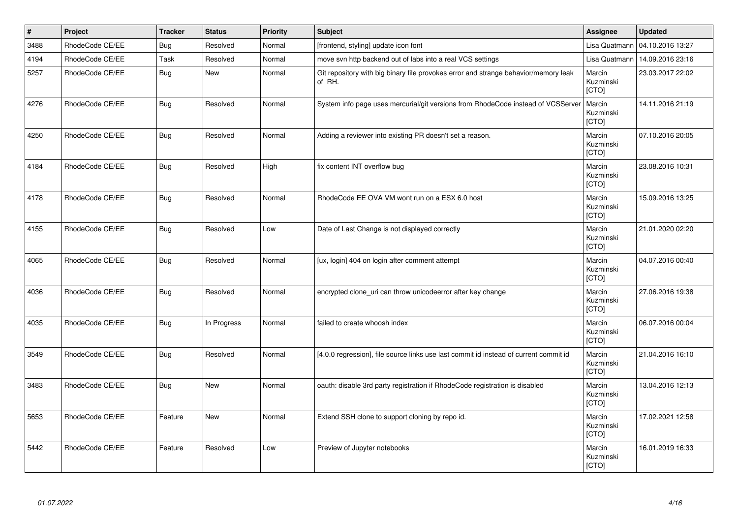| # | Project | Tracker | Status | Priority | Subject | Assignee | Updated |
|---|---|---|---|---|---|---|---|
| 3488 | RhodeCode CE/EE | Bug | Resolved | Normal | [frontend, styling] update icon font | Lisa Quatmann | 04.10.2016 13:27 |
| 4194 | RhodeCode CE/EE | Task | Resolved | Normal | move svn http backend out of labs into a real VCS settings | Lisa Quatmann | 14.09.2016 23:16 |
| 5257 | RhodeCode CE/EE | Bug | New | Normal | Git repository with big binary file provokes error and strange behavior/memory leak of RH. | Marcin Kuzminski [CTO] | 23.03.2017 22:02 |
| 4276 | RhodeCode CE/EE | Bug | Resolved | Normal | System info page uses mercurial/git versions from RhodeCode instead of VCSServer | Marcin Kuzminski [CTO] | 14.11.2016 21:19 |
| 4250 | RhodeCode CE/EE | Bug | Resolved | Normal | Adding a reviewer into existing PR doesn't set a reason. | Marcin Kuzminski [CTO] | 07.10.2016 20:05 |
| 4184 | RhodeCode CE/EE | Bug | Resolved | High | fix content INT overflow bug | Marcin Kuzminski [CTO] | 23.08.2016 10:31 |
| 4178 | RhodeCode CE/EE | Bug | Resolved | Normal | RhodeCode EE OVA VM wont run on a ESX 6.0 host | Marcin Kuzminski [CTO] | 15.09.2016 13:25 |
| 4155 | RhodeCode CE/EE | Bug | Resolved | Low | Date of Last Change is not displayed correctly | Marcin Kuzminski [CTO] | 21.01.2020 02:20 |
| 4065 | RhodeCode CE/EE | Bug | Resolved | Normal | [ux, login] 404 on login after comment attempt | Marcin Kuzminski [CTO] | 04.07.2016 00:40 |
| 4036 | RhodeCode CE/EE | Bug | Resolved | Normal | encrypted clone_uri can throw unicodeerror after key change | Marcin Kuzminski [CTO] | 27.06.2016 19:38 |
| 4035 | RhodeCode CE/EE | Bug | In Progress | Normal | failed to create whoosh index | Marcin Kuzminski [CTO] | 06.07.2016 00:04 |
| 3549 | RhodeCode CE/EE | Bug | Resolved | Normal | [4.0.0 regression], file source links use last commit id instead of current commit id | Marcin Kuzminski [CTO] | 21.04.2016 16:10 |
| 3483 | RhodeCode CE/EE | Bug | New | Normal | oauth: disable 3rd party registration if RhodeCode registration is disabled | Marcin Kuzminski [CTO] | 13.04.2016 12:13 |
| 5653 | RhodeCode CE/EE | Feature | New | Normal | Extend SSH clone to support cloning by repo id. | Marcin Kuzminski [CTO] | 17.02.2021 12:58 |
| 5442 | RhodeCode CE/EE | Feature | Resolved | Low | Preview of Jupyter notebooks | Marcin Kuzminski [CTO] | 16.01.2019 16:33 |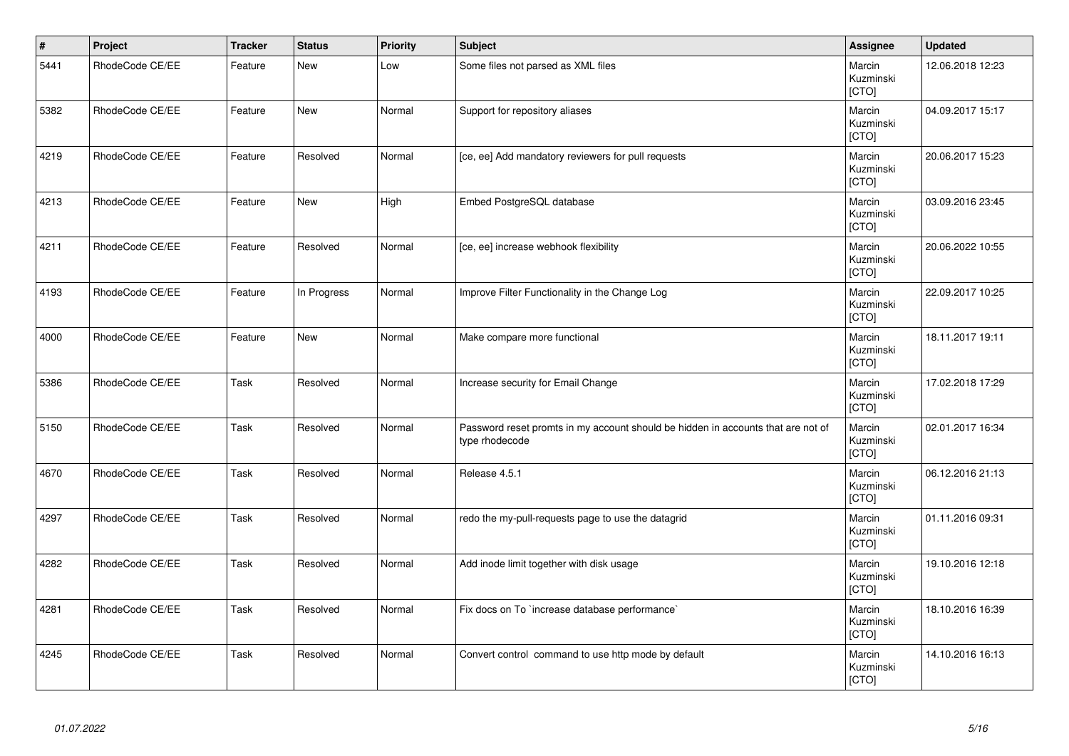| # | Project | Tracker | Status | Priority | Subject | Assignee | Updated |
|---|---|---|---|---|---|---|---|
| 5441 | RhodeCode CE/EE | Feature | New | Low | Some files not parsed as XML files | Marcin Kuzminski [CTO] | 12.06.2018 12:23 |
| 5382 | RhodeCode CE/EE | Feature | New | Normal | Support for repository aliases | Marcin Kuzminski [CTO] | 04.09.2017 15:17 |
| 4219 | RhodeCode CE/EE | Feature | Resolved | Normal | [ce, ee] Add mandatory reviewers for pull requests | Marcin Kuzminski [CTO] | 20.06.2017 15:23 |
| 4213 | RhodeCode CE/EE | Feature | New | High | Embed PostgreSQL database | Marcin Kuzminski [CTO] | 03.09.2016 23:45 |
| 4211 | RhodeCode CE/EE | Feature | Resolved | Normal | [ce, ee] increase webhook flexibility | Marcin Kuzminski [CTO] | 20.06.2022 10:55 |
| 4193 | RhodeCode CE/EE | Feature | In Progress | Normal | Improve Filter Functionality in the Change Log | Marcin Kuzminski [CTO] | 22.09.2017 10:25 |
| 4000 | RhodeCode CE/EE | Feature | New | Normal | Make compare more functional | Marcin Kuzminski [CTO] | 18.11.2017 19:11 |
| 5386 | RhodeCode CE/EE | Task | Resolved | Normal | Increase security for Email Change | Marcin Kuzminski [CTO] | 17.02.2018 17:29 |
| 5150 | RhodeCode CE/EE | Task | Resolved | Normal | Password reset promts in my account should be hidden in accounts that are not of type rhodecode | Marcin Kuzminski [CTO] | 02.01.2017 16:34 |
| 4670 | RhodeCode CE/EE | Task | Resolved | Normal | Release 4.5.1 | Marcin Kuzminski [CTO] | 06.12.2016 21:13 |
| 4297 | RhodeCode CE/EE | Task | Resolved | Normal | redo the my-pull-requests page to use the datagrid | Marcin Kuzminski [CTO] | 01.11.2016 09:31 |
| 4282 | RhodeCode CE/EE | Task | Resolved | Normal | Add inode limit together with disk usage | Marcin Kuzminski [CTO] | 19.10.2016 12:18 |
| 4281 | RhodeCode CE/EE | Task | Resolved | Normal | Fix docs on To `increase database performance` | Marcin Kuzminski [CTO] | 18.10.2016 16:39 |
| 4245 | RhodeCode CE/EE | Task | Resolved | Normal | Convert control command to use http mode by default | Marcin Kuzminski [CTO] | 14.10.2016 16:13 |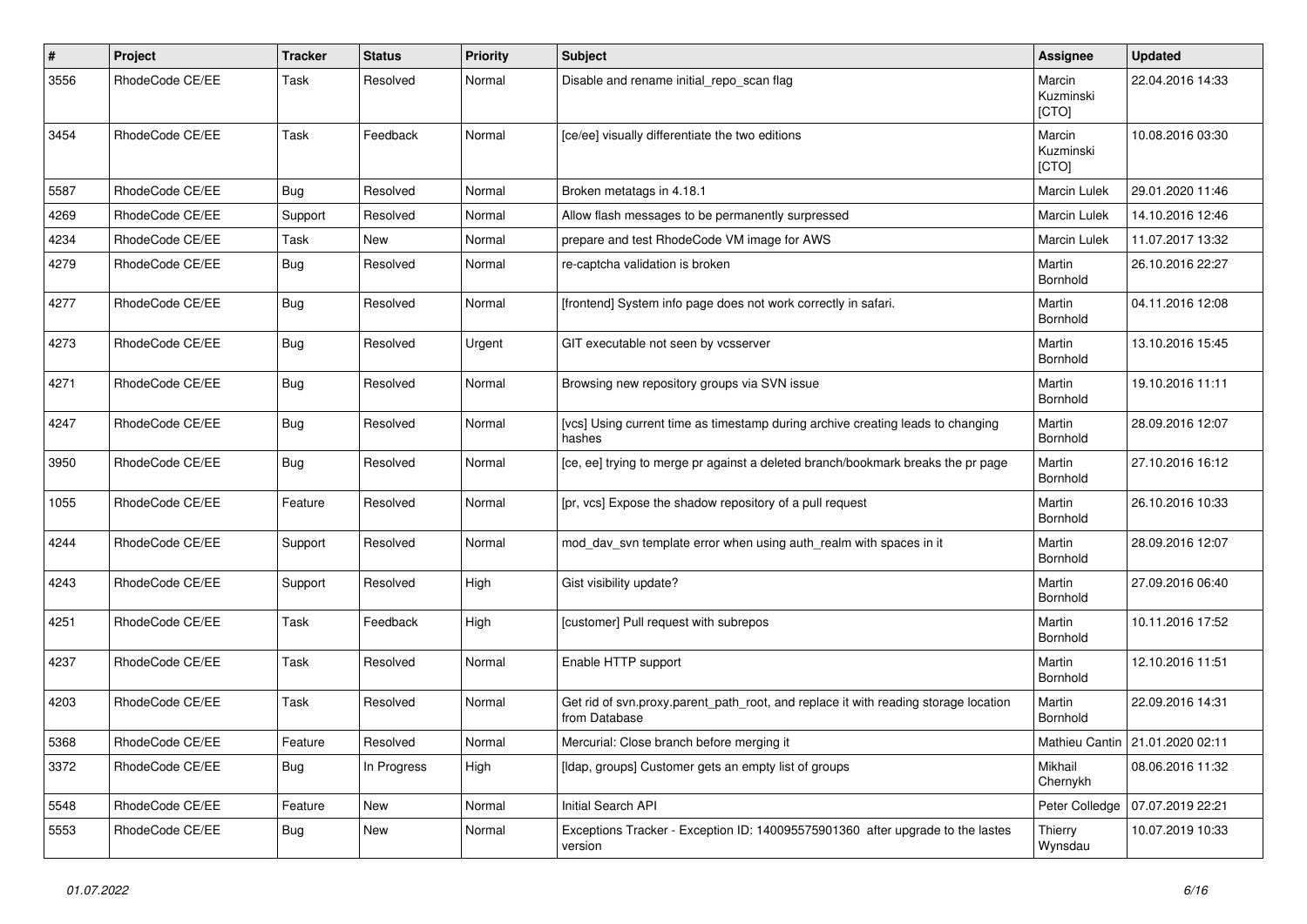| # | Project | Tracker | Status | Priority | Subject | Assignee | Updated |
|---|---|---|---|---|---|---|---|
| 3556 | RhodeCode CE/EE | Task | Resolved | Normal | Disable and rename initial_repo_scan flag | Marcin Kuzminski [CTO] | 22.04.2016 14:33 |
| 3454 | RhodeCode CE/EE | Task | Feedback | Normal | [ce/ee] visually differentiate the two editions | Marcin Kuzminski [CTO] | 10.08.2016 03:30 |
| 5587 | RhodeCode CE/EE | Bug | Resolved | Normal | Broken metatags in 4.18.1 | Marcin Lulek | 29.01.2020 11:46 |
| 4269 | RhodeCode CE/EE | Support | Resolved | Normal | Allow flash messages to be permanently surpressed | Marcin Lulek | 14.10.2016 12:46 |
| 4234 | RhodeCode CE/EE | Task | New | Normal | prepare and test RhodeCode VM image for AWS | Marcin Lulek | 11.07.2017 13:32 |
| 4279 | RhodeCode CE/EE | Bug | Resolved | Normal | re-captcha validation is broken | Martin Bornhold | 26.10.2016 22:27 |
| 4277 | RhodeCode CE/EE | Bug | Resolved | Normal | [frontend] System info page does not work correctly in safari. | Martin Bornhold | 04.11.2016 12:08 |
| 4273 | RhodeCode CE/EE | Bug | Resolved | Urgent | GIT executable not seen by vcsserver | Martin Bornhold | 13.10.2016 15:45 |
| 4271 | RhodeCode CE/EE | Bug | Resolved | Normal | Browsing new repository groups via SVN issue | Martin Bornhold | 19.10.2016 11:11 |
| 4247 | RhodeCode CE/EE | Bug | Resolved | Normal | [vcs] Using current time as timestamp during archive creating leads to changing hashes | Martin Bornhold | 28.09.2016 12:07 |
| 3950 | RhodeCode CE/EE | Bug | Resolved | Normal | [ce, ee] trying to merge pr against a deleted branch/bookmark breaks the pr page | Martin Bornhold | 27.10.2016 16:12 |
| 1055 | RhodeCode CE/EE | Feature | Resolved | Normal | [pr, vcs] Expose the shadow repository of a pull request | Martin Bornhold | 26.10.2016 10:33 |
| 4244 | RhodeCode CE/EE | Support | Resolved | Normal | mod_dav_svn template error when using auth_realm with spaces in it | Martin Bornhold | 28.09.2016 12:07 |
| 4243 | RhodeCode CE/EE | Support | Resolved | High | Gist visibility update? | Martin Bornhold | 27.09.2016 06:40 |
| 4251 | RhodeCode CE/EE | Task | Feedback | High | [customer] Pull request with subrepos | Martin Bornhold | 10.11.2016 17:52 |
| 4237 | RhodeCode CE/EE | Task | Resolved | Normal | Enable HTTP support | Martin Bornhold | 12.10.2016 11:51 |
| 4203 | RhodeCode CE/EE | Task | Resolved | Normal | Get rid of svn.proxy.parent_path_root, and replace it with reading storage location from Database | Martin Bornhold | 22.09.2016 14:31 |
| 5368 | RhodeCode CE/EE | Feature | Resolved | Normal | Mercurial: Close branch before merging it | Mathieu Cantin | 21.01.2020 02:11 |
| 3372 | RhodeCode CE/EE | Bug | In Progress | High | [ldap, groups] Customer gets an empty list of groups | Mikhail Chernykh | 08.06.2016 11:32 |
| 5548 | RhodeCode CE/EE | Feature | New | Normal | Initial Search API | Peter Colledge | 07.07.2019 22:21 |
| 5553 | RhodeCode CE/EE | Bug | New | Normal | Exceptions Tracker - Exception ID: 140095575901360 after upgrade to the lastes version | Thierry Wynsdau | 10.07.2019 10:33 |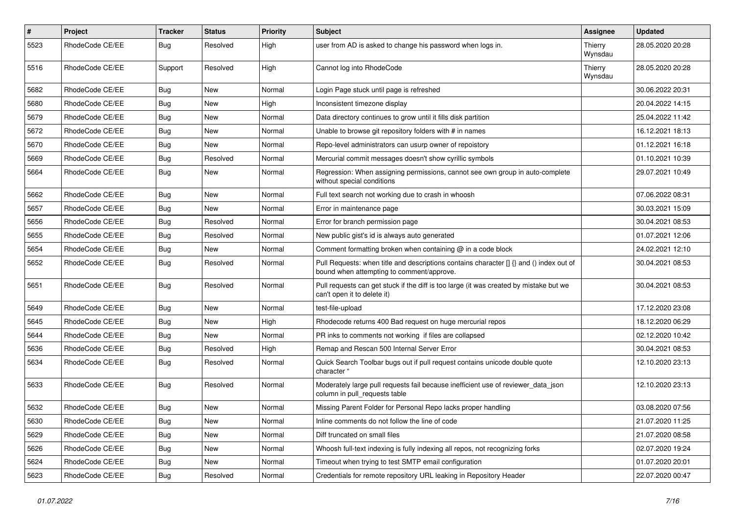| # | Project | Tracker | Status | Priority | Subject | Assignee | Updated |
|---|---|---|---|---|---|---|---|
| 5523 | RhodeCode CE/EE | Bug | Resolved | High | user from AD is asked to change his password when logs in. | Thierry Wynsdau | 28.05.2020 20:28 |
| 5516 | RhodeCode CE/EE | Support | Resolved | High | Cannot log into RhodeCode | Thierry Wynsdau | 28.05.2020 20:28 |
| 5682 | RhodeCode CE/EE | Bug | New | Normal | Login Page stuck until page is refreshed | | 30.06.2022 20:31 |
| 5680 | RhodeCode CE/EE | Bug | New | High | Inconsistent timezone display | | 20.04.2022 14:15 |
| 5679 | RhodeCode CE/EE | Bug | New | Normal | Data directory continues to grow until it fills disk partition | | 25.04.2022 11:42 |
| 5672 | RhodeCode CE/EE | Bug | New | Normal | Unable to browse git repository folders with # in names | | 16.12.2021 18:13 |
| 5670 | RhodeCode CE/EE | Bug | New | Normal | Repo-level administrators can usurp owner of repoistory | | 01.12.2021 16:18 |
| 5669 | RhodeCode CE/EE | Bug | Resolved | Normal | Mercurial commit messages doesn't show cyrillic symbols | | 01.10.2021 10:39 |
| 5664 | RhodeCode CE/EE | Bug | New | Normal | Regression: When assigning permissions, cannot see own group in auto-complete without special conditions | | 29.07.2021 10:49 |
| 5662 | RhodeCode CE/EE | Bug | New | Normal | Full text search not working due to crash in whoosh | | 07.06.2022 08:31 |
| 5657 | RhodeCode CE/EE | Bug | New | Normal | Error in maintenance page | | 30.03.2021 15:09 |
| 5656 | RhodeCode CE/EE | Bug | Resolved | Normal | Error for branch permission page | | 30.04.2021 08:53 |
| 5655 | RhodeCode CE/EE | Bug | Resolved | Normal | New public gist's id is always auto generated | | 01.07.2021 12:06 |
| 5654 | RhodeCode CE/EE | Bug | New | Normal | Comment formatting broken when containing @ in a code block | | 24.02.2021 12:10 |
| 5652 | RhodeCode CE/EE | Bug | Resolved | Normal | Pull Requests: when title and descriptions contains character [] {} and () index out of bound when attempting to comment/approve. | | 30.04.2021 08:53 |
| 5651 | RhodeCode CE/EE | Bug | Resolved | Normal | Pull requests can get stuck if the diff is too large (it was created by mistake but we can't open it to delete it) | | 30.04.2021 08:53 |
| 5649 | RhodeCode CE/EE | Bug | New | Normal | test-file-upload | | 17.12.2020 23:08 |
| 5645 | RhodeCode CE/EE | Bug | New | High | Rhodecode returns 400 Bad request on huge mercurial repos | | 18.12.2020 06:29 |
| 5644 | RhodeCode CE/EE | Bug | New | Normal | PR inks to comments not working if files are collapsed | | 02.12.2020 10:42 |
| 5636 | RhodeCode CE/EE | Bug | Resolved | High | Remap and Rescan 500 Internal Server Error | | 30.04.2021 08:53 |
| 5634 | RhodeCode CE/EE | Bug | Resolved | Normal | Quick Search Toolbar bugs out if pull request contains unicode double quote character " | | 12.10.2020 23:13 |
| 5633 | RhodeCode CE/EE | Bug | Resolved | Normal | Moderately large pull requests fail because inefficient use of reviewer_data_json column in pull_requests table | | 12.10.2020 23:13 |
| 5632 | RhodeCode CE/EE | Bug | New | Normal | Missing Parent Folder for Personal Repo lacks proper handling | | 03.08.2020 07:56 |
| 5630 | RhodeCode CE/EE | Bug | New | Normal | Inline comments do not follow the line of code | | 21.07.2020 11:25 |
| 5629 | RhodeCode CE/EE | Bug | New | Normal | Diff truncated on small files | | 21.07.2020 08:58 |
| 5626 | RhodeCode CE/EE | Bug | New | Normal | Whoosh full-text indexing is fully indexing all repos, not recognizing forks | | 02.07.2020 19:24 |
| 5624 | RhodeCode CE/EE | Bug | New | Normal | Timeout when trying to test SMTP email configuration | | 01.07.2020 20:01 |
| 5623 | RhodeCode CE/EE | Bug | Resolved | Normal | Credentials for remote repository URL leaking in Repository Header | | 22.07.2020 00:47 |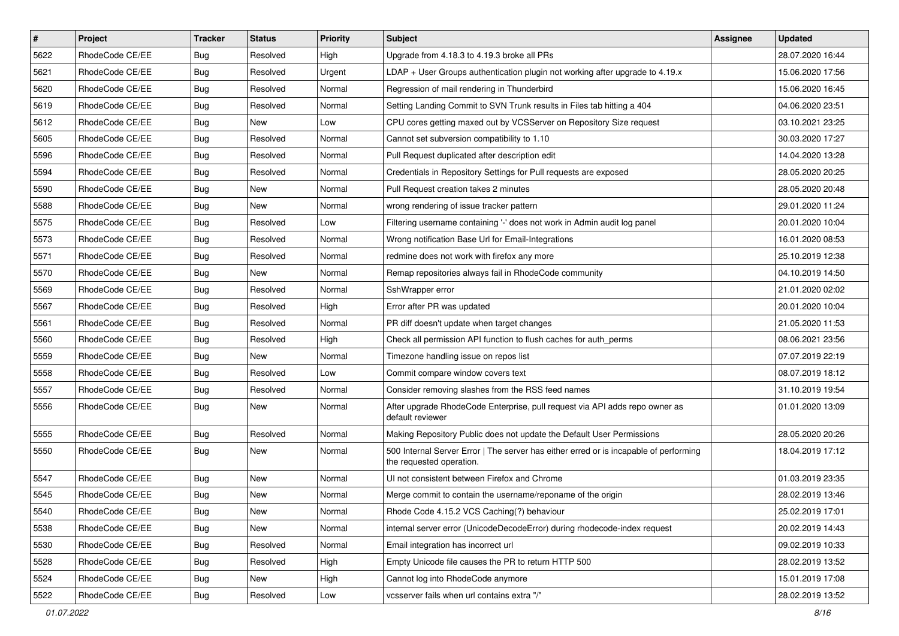| # | Project | Tracker | Status | Priority | Subject | Assignee | Updated |
|---|---|---|---|---|---|---|---|
| 5622 | RhodeCode CE/EE | Bug | Resolved | High | Upgrade from 4.18.3 to 4.19.3 broke all PRs | | 28.07.2020 16:44 |
| 5621 | RhodeCode CE/EE | Bug | Resolved | Urgent | LDAP + User Groups authentication plugin not working after upgrade to 4.19.x | | 15.06.2020 17:56 |
| 5620 | RhodeCode CE/EE | Bug | Resolved | Normal | Regression of mail rendering in Thunderbird | | 15.06.2020 16:45 |
| 5619 | RhodeCode CE/EE | Bug | Resolved | Normal | Setting Landing Commit to SVN Trunk results in Files tab hitting a 404 | | 04.06.2020 23:51 |
| 5612 | RhodeCode CE/EE | Bug | New | Low | CPU cores getting maxed out by VCSServer on Repository Size request | | 03.10.2021 23:25 |
| 5605 | RhodeCode CE/EE | Bug | Resolved | Normal | Cannot set subversion compatibility to 1.10 | | 30.03.2020 17:27 |
| 5596 | RhodeCode CE/EE | Bug | Resolved | Normal | Pull Request duplicated after description edit | | 14.04.2020 13:28 |
| 5594 | RhodeCode CE/EE | Bug | Resolved | Normal | Credentials in Repository Settings for Pull requests are exposed | | 28.05.2020 20:25 |
| 5590 | RhodeCode CE/EE | Bug | New | Normal | Pull Request creation takes 2 minutes | | 28.05.2020 20:48 |
| 5588 | RhodeCode CE/EE | Bug | New | Normal | wrong rendering of issue tracker pattern | | 29.01.2020 11:24 |
| 5575 | RhodeCode CE/EE | Bug | Resolved | Low | Filtering username containing '-' does not work in Admin audit log panel | | 20.01.2020 10:04 |
| 5573 | RhodeCode CE/EE | Bug | Resolved | Normal | Wrong notification Base Url for Email-Integrations | | 16.01.2020 08:53 |
| 5571 | RhodeCode CE/EE | Bug | Resolved | Normal | redmine does not work with firefox any more | | 25.10.2019 12:38 |
| 5570 | RhodeCode CE/EE | Bug | New | Normal | Remap repositories always fail in RhodeCode community | | 04.10.2019 14:50 |
| 5569 | RhodeCode CE/EE | Bug | Resolved | Normal | SshWrapper error | | 21.01.2020 02:02 |
| 5567 | RhodeCode CE/EE | Bug | Resolved | High | Error after PR was updated | | 20.01.2020 10:04 |
| 5561 | RhodeCode CE/EE | Bug | Resolved | Normal | PR diff doesn't update when target changes | | 21.05.2020 11:53 |
| 5560 | RhodeCode CE/EE | Bug | Resolved | High | Check all permission API function to flush caches for auth_perms | | 08.06.2021 23:56 |
| 5559 | RhodeCode CE/EE | Bug | New | Normal | Timezone handling issue on repos list | | 07.07.2019 22:19 |
| 5558 | RhodeCode CE/EE | Bug | Resolved | Low | Commit compare window covers text | | 08.07.2019 18:12 |
| 5557 | RhodeCode CE/EE | Bug | Resolved | Normal | Consider removing slashes from the RSS feed names | | 31.10.2019 19:54 |
| 5556 | RhodeCode CE/EE | Bug | New | Normal | After upgrade RhodeCode Enterprise, pull request via API adds repo owner as default reviewer | | 01.01.2020 13:09 |
| 5555 | RhodeCode CE/EE | Bug | Resolved | Normal | Making Repository Public does not update the Default User Permissions | | 28.05.2020 20:26 |
| 5550 | RhodeCode CE/EE | Bug | New | Normal | 500 Internal Server Error \| The server has either erred or is incapable of performing the requested operation. | | 18.04.2019 17:12 |
| 5547 | RhodeCode CE/EE | Bug | New | Normal | UI not consistent between Firefox and Chrome | | 01.03.2019 23:35 |
| 5545 | RhodeCode CE/EE | Bug | New | Normal | Merge commit to contain the username/reponame of the origin | | 28.02.2019 13:46 |
| 5540 | RhodeCode CE/EE | Bug | New | Normal | Rhode Code 4.15.2 VCS Caching(?) behaviour | | 25.02.2019 17:01 |
| 5538 | RhodeCode CE/EE | Bug | New | Normal | internal server error (UnicodeDecodeError) during rhodecode-index request | | 20.02.2019 14:43 |
| 5530 | RhodeCode CE/EE | Bug | Resolved | Normal | Email integration has incorrect url | | 09.02.2019 10:33 |
| 5528 | RhodeCode CE/EE | Bug | Resolved | High | Empty Unicode file causes the PR to return HTTP 500 | | 28.02.2019 13:52 |
| 5524 | RhodeCode CE/EE | Bug | New | High | Cannot log into RhodeCode anymore | | 15.01.2019 17:08 |
| 5522 | RhodeCode CE/EE | Bug | Resolved | Low | vcsserver fails when url contains extra "/" | | 28.02.2019 13:52 |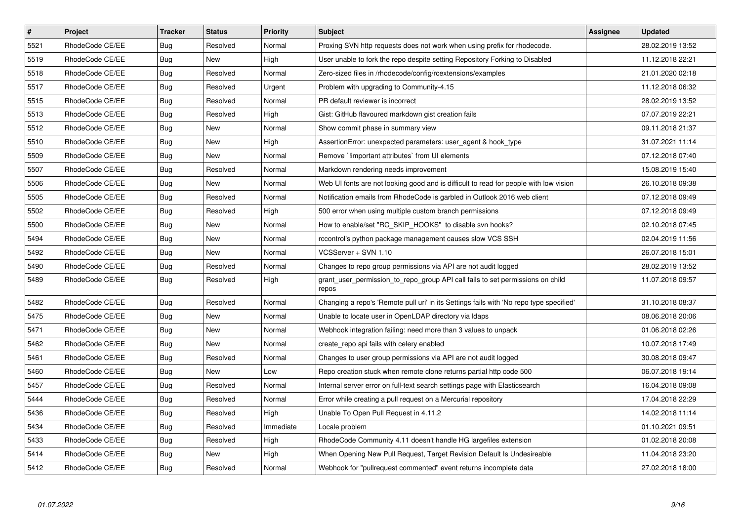| # | Project | Tracker | Status | Priority | Subject | Assignee | Updated |
|---|---|---|---|---|---|---|---|
| 5521 | RhodeCode CE/EE | Bug | Resolved | Normal | Proxing SVN http requests does not work when using prefix for rhodecode. | | 28.02.2019 13:52 |
| 5519 | RhodeCode CE/EE | Bug | New | High | User unable to fork the repo despite setting Repository Forking to Disabled | | 11.12.2018 22:21 |
| 5518 | RhodeCode CE/EE | Bug | Resolved | Normal | Zero-sized files in /rhodecode/config/rcextensions/examples | | 21.01.2020 02:18 |
| 5517 | RhodeCode CE/EE | Bug | Resolved | Urgent | Problem with upgrading to Community-4.15 | | 11.12.2018 06:32 |
| 5515 | RhodeCode CE/EE | Bug | Resolved | Normal | PR default reviewer is incorrect | | 28.02.2019 13:52 |
| 5513 | RhodeCode CE/EE | Bug | Resolved | High | Gist: GitHub flavoured markdown gist creation fails | | 07.07.2019 22:21 |
| 5512 | RhodeCode CE/EE | Bug | New | Normal | Show commit phase in summary view | | 09.11.2018 21:37 |
| 5510 | RhodeCode CE/EE | Bug | New | High | AssertionError: unexpected parameters: user_agent & hook_type | | 31.07.2021 11:14 |
| 5509 | RhodeCode CE/EE | Bug | New | Normal | Remove `!important attributes` from UI elements | | 07.12.2018 07:40 |
| 5507 | RhodeCode CE/EE | Bug | Resolved | Normal | Markdown rendering needs improvement | | 15.08.2019 15:40 |
| 5506 | RhodeCode CE/EE | Bug | New | Normal | Web UI fonts are not looking good and is difficult to read for people with low vision | | 26.10.2018 09:38 |
| 5505 | RhodeCode CE/EE | Bug | Resolved | Normal | Notification emails from RhodeCode is garbled in Outlook 2016 web client | | 07.12.2018 09:49 |
| 5502 | RhodeCode CE/EE | Bug | Resolved | High | 500 error when using multiple custom branch permissions | | 07.12.2018 09:49 |
| 5500 | RhodeCode CE/EE | Bug | New | Normal | How to enable/set "RC_SKIP_HOOKS" to disable svn hooks? | | 02.10.2018 07:45 |
| 5494 | RhodeCode CE/EE | Bug | New | Normal | rccontrol's python package management causes slow VCS SSH | | 02.04.2019 11:56 |
| 5492 | RhodeCode CE/EE | Bug | New | Normal | VCSServer + SVN 1.10 | | 26.07.2018 15:01 |
| 5490 | RhodeCode CE/EE | Bug | Resolved | Normal | Changes to repo group permissions via API are not audit logged | | 28.02.2019 13:52 |
| 5489 | RhodeCode CE/EE | Bug | Resolved | High | grant_user_permission_to_repo_group API call fails to set permissions on child repos | | 11.07.2018 09:57 |
| 5482 | RhodeCode CE/EE | Bug | Resolved | Normal | Changing a repo's 'Remote pull uri' in its Settings fails with 'No repo type specified' | | 31.10.2018 08:37 |
| 5475 | RhodeCode CE/EE | Bug | New | Normal | Unable to locate user in OpenLDAP directory via ldaps | | 08.06.2018 20:06 |
| 5471 | RhodeCode CE/EE | Bug | New | Normal | Webhook integration failing: need more than 3 values to unpack | | 01.06.2018 02:26 |
| 5462 | RhodeCode CE/EE | Bug | New | Normal | create_repo api fails with celery enabled | | 10.07.2018 17:49 |
| 5461 | RhodeCode CE/EE | Bug | Resolved | Normal | Changes to user group permissions via API are not audit logged | | 30.08.2018 09:47 |
| 5460 | RhodeCode CE/EE | Bug | New | Low | Repo creation stuck when remote clone returns partial http code 500 | | 06.07.2018 19:14 |
| 5457 | RhodeCode CE/EE | Bug | Resolved | Normal | Internal server error on full-text search settings page with Elasticsearch | | 16.04.2018 09:08 |
| 5444 | RhodeCode CE/EE | Bug | Resolved | Normal | Error while creating a pull request on a Mercurial repository | | 17.04.2018 22:29 |
| 5436 | RhodeCode CE/EE | Bug | Resolved | High | Unable To Open Pull Request in 4.11.2 | | 14.02.2018 11:14 |
| 5434 | RhodeCode CE/EE | Bug | Resolved | Immediate | Locale problem | | 01.10.2021 09:51 |
| 5433 | RhodeCode CE/EE | Bug | Resolved | High | RhodeCode Community 4.11 doesn't handle HG largefiles extension | | 01.02.2018 20:08 |
| 5414 | RhodeCode CE/EE | Bug | New | High | When Opening New Pull Request, Target Revision Default Is Undesireable | | 11.04.2018 23:20 |
| 5412 | RhodeCode CE/EE | Bug | Resolved | Normal | Webhook for "pullrequest commented" event returns incomplete data | | 27.02.2018 18:00 |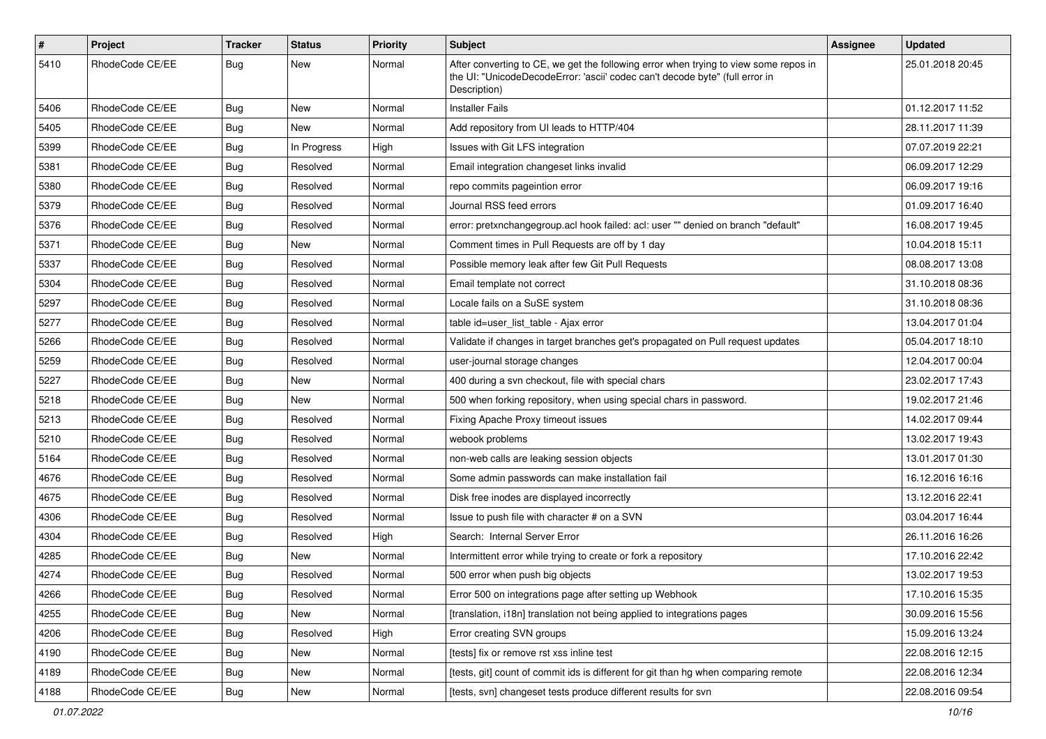| # | Project | Tracker | Status | Priority | Subject | Assignee | Updated |
|---|---|---|---|---|---|---|---|
| 5410 | RhodeCode CE/EE | Bug | New | Normal | After converting to CE, we get the following error when trying to view some repos in the UI: "UnicodeDecodeError: 'ascii' codec can't decode byte" (full error in Description) | | 25.01.2018 20:45 |
| 5406 | RhodeCode CE/EE | Bug | New | Normal | Installer Fails | | 01.12.2017 11:52 |
| 5405 | RhodeCode CE/EE | Bug | New | Normal | Add repository from UI leads to HTTP/404 | | 28.11.2017 11:39 |
| 5399 | RhodeCode CE/EE | Bug | In Progress | High | Issues with Git LFS integration | | 07.07.2019 22:21 |
| 5381 | RhodeCode CE/EE | Bug | Resolved | Normal | Email integration changeset links invalid | | 06.09.2017 12:29 |
| 5380 | RhodeCode CE/EE | Bug | Resolved | Normal | repo commits pageintion error | | 06.09.2017 19:16 |
| 5379 | RhodeCode CE/EE | Bug | Resolved | Normal | Journal RSS feed errors | | 01.09.2017 16:40 |
| 5376 | RhodeCode CE/EE | Bug | Resolved | Normal | error: pretxnchangegroup.acl hook failed: acl: user "" denied on branch "default" | | 16.08.2017 19:45 |
| 5371 | RhodeCode CE/EE | Bug | New | Normal | Comment times in Pull Requests are off by 1 day | | 10.04.2018 15:11 |
| 5337 | RhodeCode CE/EE | Bug | Resolved | Normal | Possible memory leak after few Git Pull Requests | | 08.08.2017 13:08 |
| 5304 | RhodeCode CE/EE | Bug | Resolved | Normal | Email template not correct | | 31.10.2018 08:36 |
| 5297 | RhodeCode CE/EE | Bug | Resolved | Normal | Locale fails on a SuSE system | | 31.10.2018 08:36 |
| 5277 | RhodeCode CE/EE | Bug | Resolved | Normal | table id=user_list_table - Ajax error | | 13.04.2017 01:04 |
| 5266 | RhodeCode CE/EE | Bug | Resolved | Normal | Validate if changes in target branches get's propagated on Pull request updates | | 05.04.2017 18:10 |
| 5259 | RhodeCode CE/EE | Bug | Resolved | Normal | user-journal storage changes | | 12.04.2017 00:04 |
| 5227 | RhodeCode CE/EE | Bug | New | Normal | 400 during a svn checkout, file with special chars | | 23.02.2017 17:43 |
| 5218 | RhodeCode CE/EE | Bug | New | Normal | 500 when forking repository, when using special chars in password. | | 19.02.2017 21:46 |
| 5213 | RhodeCode CE/EE | Bug | Resolved | Normal | Fixing Apache Proxy timeout issues | | 14.02.2017 09:44 |
| 5210 | RhodeCode CE/EE | Bug | Resolved | Normal | webook problems | | 13.02.2017 19:43 |
| 5164 | RhodeCode CE/EE | Bug | Resolved | Normal | non-web calls are leaking session objects | | 13.01.2017 01:30 |
| 4676 | RhodeCode CE/EE | Bug | Resolved | Normal | Some admin passwords can make installation fail | | 16.12.2016 16:16 |
| 4675 | RhodeCode CE/EE | Bug | Resolved | Normal | Disk free inodes are displayed incorrectly | | 13.12.2016 22:41 |
| 4306 | RhodeCode CE/EE | Bug | Resolved | Normal | Issue to push file with character # on a SVN | | 03.04.2017 16:44 |
| 4304 | RhodeCode CE/EE | Bug | Resolved | High | Search: Internal Server Error | | 26.11.2016 16:26 |
| 4285 | RhodeCode CE/EE | Bug | New | Normal | Intermittent error while trying to create or fork a repository | | 17.10.2016 22:42 |
| 4274 | RhodeCode CE/EE | Bug | Resolved | Normal | 500 error when push big objects | | 13.02.2017 19:53 |
| 4266 | RhodeCode CE/EE | Bug | Resolved | Normal | Error 500 on integrations page after setting up Webhook | | 17.10.2016 15:35 |
| 4255 | RhodeCode CE/EE | Bug | New | Normal | [translation, i18n] translation not being applied to integrations pages | | 30.09.2016 15:56 |
| 4206 | RhodeCode CE/EE | Bug | Resolved | High | Error creating SVN groups | | 15.09.2016 13:24 |
| 4190 | RhodeCode CE/EE | Bug | New | Normal | [tests] fix or remove rst xss inline test | | 22.08.2016 12:15 |
| 4189 | RhodeCode CE/EE | Bug | New | Normal | [tests, git] count of commit ids is different for git than hg when comparing remote | | 22.08.2016 12:34 |
| 4188 | RhodeCode CE/EE | Bug | New | Normal | [tests, svn] changeset tests produce different results for svn | | 22.08.2016 09:54 |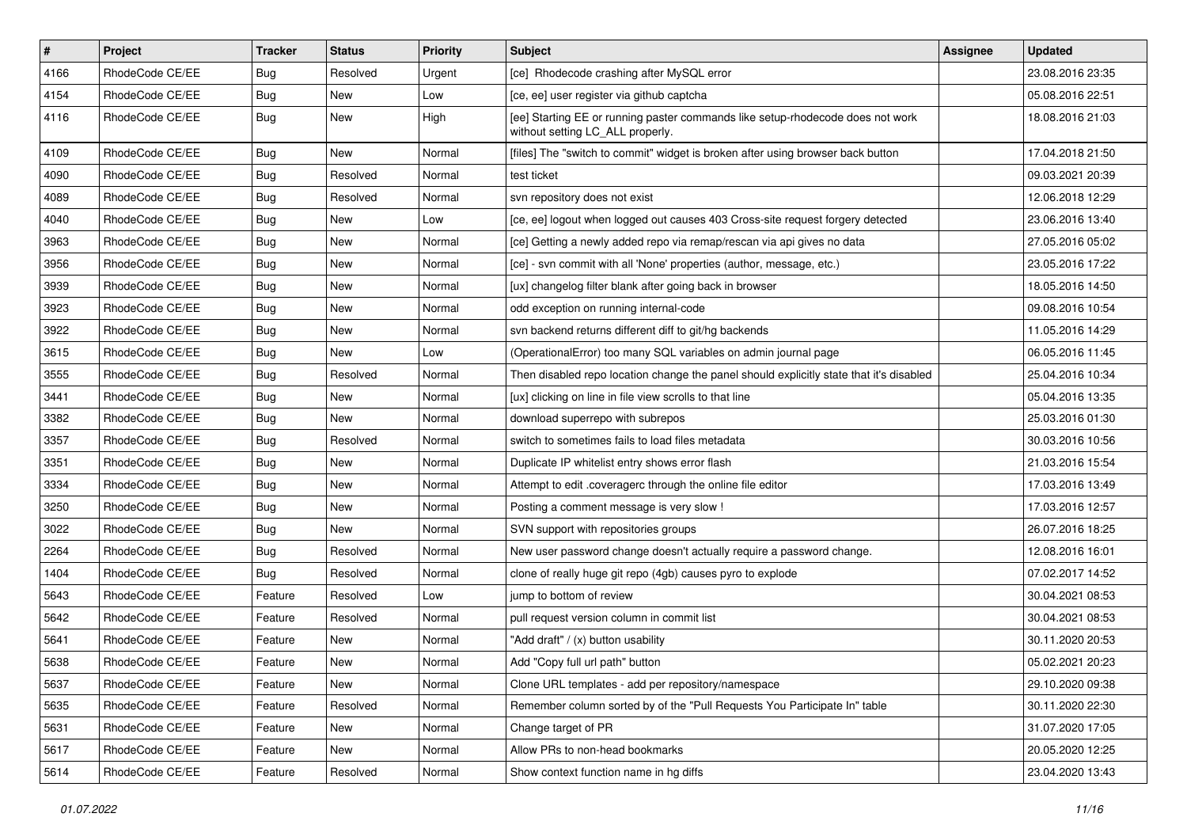| # | Project | Tracker | Status | Priority | Subject | Assignee | Updated |
|---|---|---|---|---|---|---|---|
| 4166 | RhodeCode CE/EE | Bug | Resolved | Urgent | [ce] Rhodecode crashing after MySQL error | | 23.08.2016 23:35 |
| 4154 | RhodeCode CE/EE | Bug | New | Low | [ce, ee] user register via github captcha | | 05.08.2016 22:51 |
| 4116 | RhodeCode CE/EE | Bug | New | High | [ee] Starting EE or running paster commands like setup-rhodecode does not work without setting LC_ALL properly. | | 18.08.2016 21:03 |
| 4109 | RhodeCode CE/EE | Bug | New | Normal | [files] The "switch to commit" widget is broken after using browser back button | | 17.04.2018 21:50 |
| 4090 | RhodeCode CE/EE | Bug | Resolved | Normal | test ticket | | 09.03.2021 20:39 |
| 4089 | RhodeCode CE/EE | Bug | Resolved | Normal | svn repository does not exist | | 12.06.2018 12:29 |
| 4040 | RhodeCode CE/EE | Bug | New | Low | [ce, ee] logout when logged out causes 403 Cross-site request forgery detected | | 23.06.2016 13:40 |
| 3963 | RhodeCode CE/EE | Bug | New | Normal | [ce] Getting a newly added repo via remap/rescan via api gives no data | | 27.05.2016 05:02 |
| 3956 | RhodeCode CE/EE | Bug | New | Normal | [ce] - svn commit with all 'None' properties (author, message, etc.) | | 23.05.2016 17:22 |
| 3939 | RhodeCode CE/EE | Bug | New | Normal | [ux] changelog filter blank after going back in browser | | 18.05.2016 14:50 |
| 3923 | RhodeCode CE/EE | Bug | New | Normal | odd exception on running internal-code | | 09.08.2016 10:54 |
| 3922 | RhodeCode CE/EE | Bug | New | Normal | svn backend returns different diff to git/hg backends | | 11.05.2016 14:29 |
| 3615 | RhodeCode CE/EE | Bug | New | Low | (OperationalError) too many SQL variables on admin journal page | | 06.05.2016 11:45 |
| 3555 | RhodeCode CE/EE | Bug | Resolved | Normal | Then disabled repo location change the panel should explicitly state that it's disabled | | 25.04.2016 10:34 |
| 3441 | RhodeCode CE/EE | Bug | New | Normal | [ux] clicking on line in file view scrolls to that line | | 05.04.2016 13:35 |
| 3382 | RhodeCode CE/EE | Bug | New | Normal | download superrepo with subrepos | | 25.03.2016 01:30 |
| 3357 | RhodeCode CE/EE | Bug | Resolved | Normal | switch to sometimes fails to load files metadata | | 30.03.2016 10:56 |
| 3351 | RhodeCode CE/EE | Bug | New | Normal | Duplicate IP whitelist entry shows error flash | | 21.03.2016 15:54 |
| 3334 | RhodeCode CE/EE | Bug | New | Normal | Attempt to edit .coveragerc through the online file editor | | 17.03.2016 13:49 |
| 3250 | RhodeCode CE/EE | Bug | New | Normal | Posting a comment message is very slow ! | | 17.03.2016 12:57 |
| 3022 | RhodeCode CE/EE | Bug | New | Normal | SVN support with repositories groups | | 26.07.2016 18:25 |
| 2264 | RhodeCode CE/EE | Bug | Resolved | Normal | New user password change doesn't actually require a password change. | | 12.08.2016 16:01 |
| 1404 | RhodeCode CE/EE | Bug | Resolved | Normal | clone of really huge git repo (4gb) causes pyro to explode | | 07.02.2017 14:52 |
| 5643 | RhodeCode CE/EE | Feature | Resolved | Low | jump to bottom of review | | 30.04.2021 08:53 |
| 5642 | RhodeCode CE/EE | Feature | Resolved | Normal | pull request version column in commit list | | 30.04.2021 08:53 |
| 5641 | RhodeCode CE/EE | Feature | New | Normal | "Add draft" / (x) button usability | | 30.11.2020 20:53 |
| 5638 | RhodeCode CE/EE | Feature | New | Normal | Add "Copy full url path" button | | 05.02.2021 20:23 |
| 5637 | RhodeCode CE/EE | Feature | New | Normal | Clone URL templates - add per repository/namespace | | 29.10.2020 09:38 |
| 5635 | RhodeCode CE/EE | Feature | Resolved | Normal | Remember column sorted by of the "Pull Requests You Participate In" table | | 30.11.2020 22:30 |
| 5631 | RhodeCode CE/EE | Feature | New | Normal | Change target of PR | | 31.07.2020 17:05 |
| 5617 | RhodeCode CE/EE | Feature | New | Normal | Allow PRs to non-head bookmarks | | 20.05.2020 12:25 |
| 5614 | RhodeCode CE/EE | Feature | Resolved | Normal | Show context function name in hg diffs | | 23.04.2020 13:43 |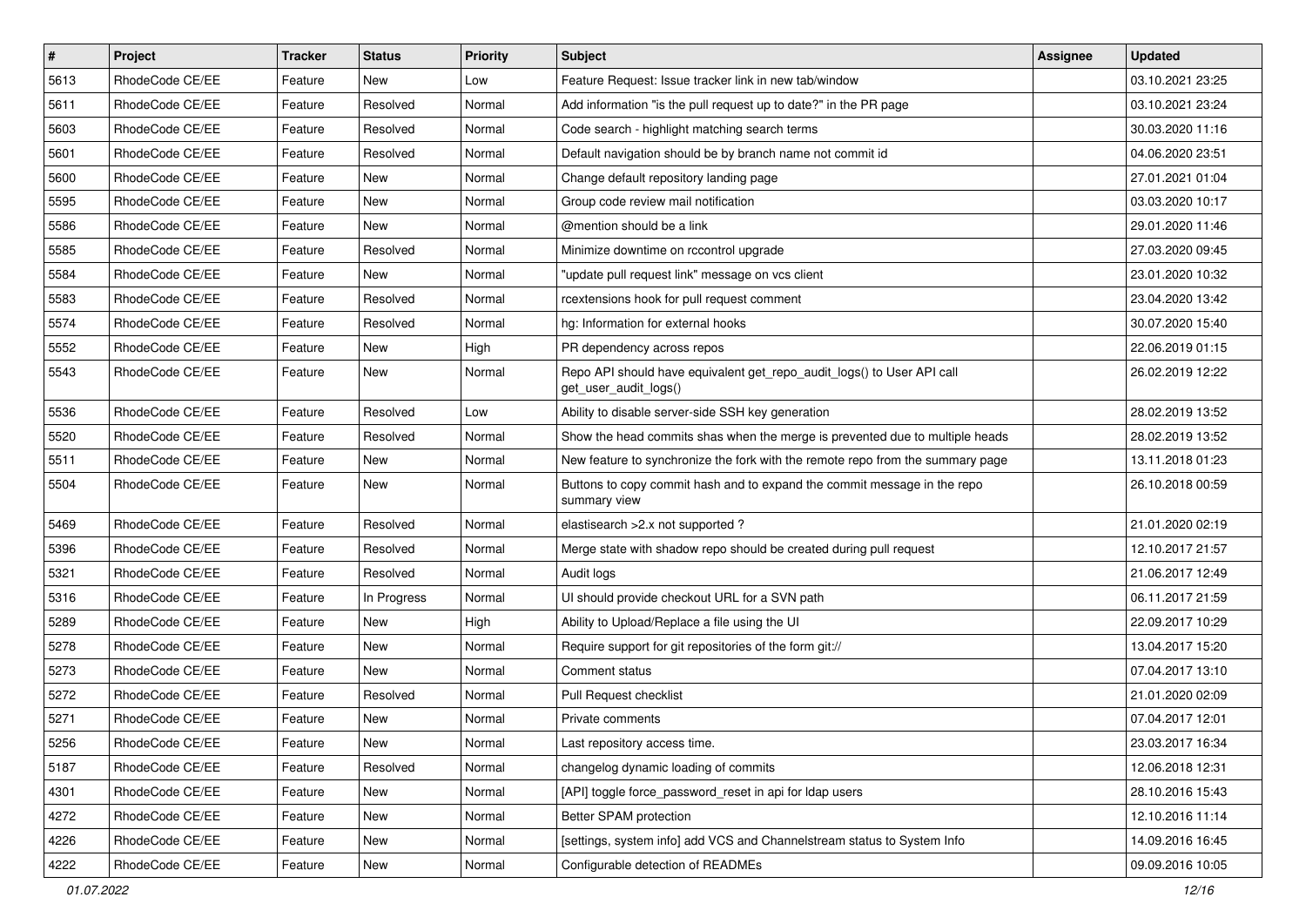| # | Project | Tracker | Status | Priority | Subject | Assignee | Updated |
|---|---|---|---|---|---|---|---|
| 5613 | RhodeCode CE/EE | Feature | New | Low | Feature Request: Issue tracker link in new tab/window | | 03.10.2021 23:25 |
| 5611 | RhodeCode CE/EE | Feature | Resolved | Normal | Add information "is the pull request up to date?" in the PR page | | 03.10.2021 23:24 |
| 5603 | RhodeCode CE/EE | Feature | Resolved | Normal | Code search - highlight matching search terms | | 30.03.2020 11:16 |
| 5601 | RhodeCode CE/EE | Feature | Resolved | Normal | Default navigation should be by branch name not commit id | | 04.06.2020 23:51 |
| 5600 | RhodeCode CE/EE | Feature | New | Normal | Change default repository landing page | | 27.01.2021 01:04 |
| 5595 | RhodeCode CE/EE | Feature | New | Normal | Group code review mail notification | | 03.03.2020 10:17 |
| 5586 | RhodeCode CE/EE | Feature | New | Normal | @mention should be a link | | 29.01.2020 11:46 |
| 5585 | RhodeCode CE/EE | Feature | Resolved | Normal | Minimize downtime on rccontrol upgrade | | 27.03.2020 09:45 |
| 5584 | RhodeCode CE/EE | Feature | New | Normal | "update pull request link" message on vcs client | | 23.01.2020 10:32 |
| 5583 | RhodeCode CE/EE | Feature | Resolved | Normal | rcextensions hook for pull request comment | | 23.04.2020 13:42 |
| 5574 | RhodeCode CE/EE | Feature | Resolved | Normal | hg: Information for external hooks | | 30.07.2020 15:40 |
| 5552 | RhodeCode CE/EE | Feature | New | High | PR dependency across repos | | 22.06.2019 01:15 |
| 5543 | RhodeCode CE/EE | Feature | New | Normal | Repo API should have equivalent get_repo_audit_logs() to User API call get_user_audit_logs() | | 26.02.2019 12:22 |
| 5536 | RhodeCode CE/EE | Feature | Resolved | Low | Ability to disable server-side SSH key generation | | 28.02.2019 13:52 |
| 5520 | RhodeCode CE/EE | Feature | Resolved | Normal | Show the head commits shas when the merge is prevented due to multiple heads | | 28.02.2019 13:52 |
| 5511 | RhodeCode CE/EE | Feature | New | Normal | New feature to synchronize the fork with the remote repo from the summary page | | 13.11.2018 01:23 |
| 5504 | RhodeCode CE/EE | Feature | New | Normal | Buttons to copy commit hash and to expand the commit message in the repo summary view | | 26.10.2018 00:59 |
| 5469 | RhodeCode CE/EE | Feature | Resolved | Normal | elastisearch >2.x not supported ? | | 21.01.2020 02:19 |
| 5396 | RhodeCode CE/EE | Feature | Resolved | Normal | Merge state with shadow repo should be created during pull request | | 12.10.2017 21:57 |
| 5321 | RhodeCode CE/EE | Feature | Resolved | Normal | Audit logs | | 21.06.2017 12:49 |
| 5316 | RhodeCode CE/EE | Feature | In Progress | Normal | UI should provide checkout URL for a SVN path | | 06.11.2017 21:59 |
| 5289 | RhodeCode CE/EE | Feature | New | High | Ability to Upload/Replace a file using the UI | | 22.09.2017 10:29 |
| 5278 | RhodeCode CE/EE | Feature | New | Normal | Require support for git repositories of the form git:// | | 13.04.2017 15:20 |
| 5273 | RhodeCode CE/EE | Feature | New | Normal | Comment status | | 07.04.2017 13:10 |
| 5272 | RhodeCode CE/EE | Feature | Resolved | Normal | Pull Request checklist | | 21.01.2020 02:09 |
| 5271 | RhodeCode CE/EE | Feature | New | Normal | Private comments | | 07.04.2017 12:01 |
| 5256 | RhodeCode CE/EE | Feature | New | Normal | Last repository access time. | | 23.03.2017 16:34 |
| 5187 | RhodeCode CE/EE | Feature | Resolved | Normal | changelog dynamic loading of commits | | 12.06.2018 12:31 |
| 4301 | RhodeCode CE/EE | Feature | New | Normal | [API] toggle force_password_reset in api for ldap users | | 28.10.2016 15:43 |
| 4272 | RhodeCode CE/EE | Feature | New | Normal | Better SPAM protection | | 12.10.2016 11:14 |
| 4226 | RhodeCode CE/EE | Feature | New | Normal | [settings, system info] add VCS and Channelstream status to System Info | | 14.09.2016 16:45 |
| 4222 | RhodeCode CE/EE | Feature | New | Normal | Configurable detection of READMEs | | 09.09.2016 10:05 |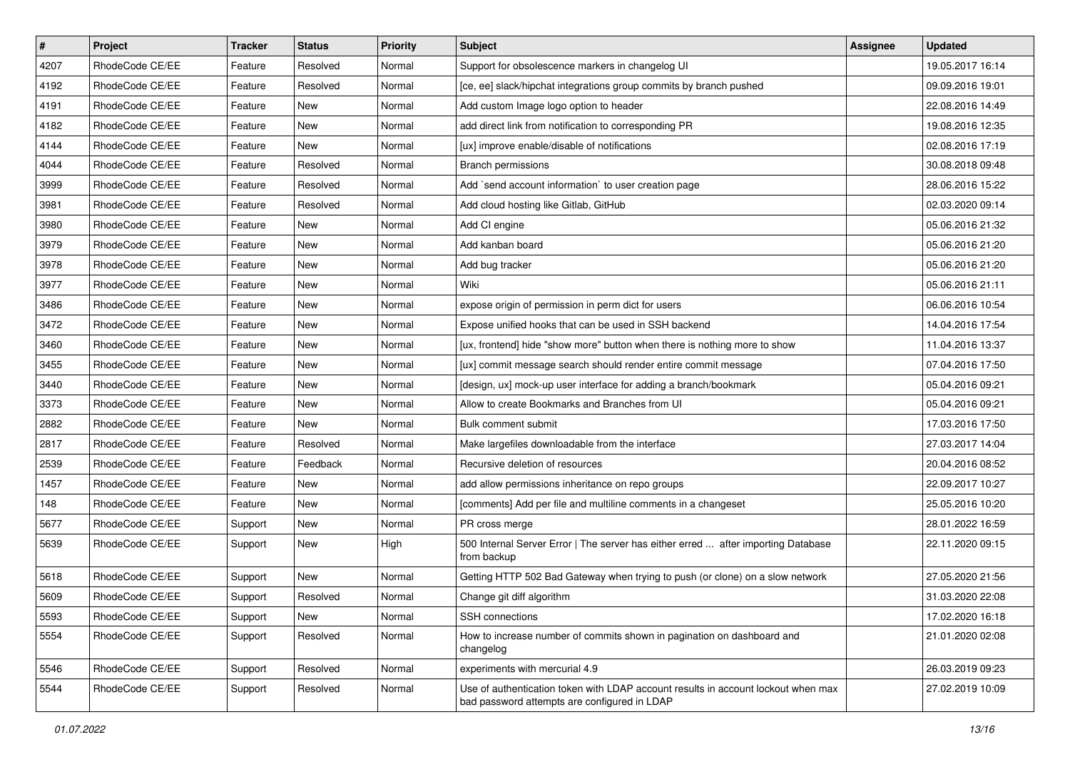| # | Project | Tracker | Status | Priority | Subject | Assignee | Updated |
|---|---|---|---|---|---|---|---|
| 4207 | RhodeCode CE/EE | Feature | Resolved | Normal | Support for obsolescence markers in changelog UI | | 19.05.2017 16:14 |
| 4192 | RhodeCode CE/EE | Feature | Resolved | Normal | [ce, ee] slack/hipchat integrations group commits by branch pushed | | 09.09.2016 19:01 |
| 4191 | RhodeCode CE/EE | Feature | New | Normal | Add custom Image logo option to header | | 22.08.2016 14:49 |
| 4182 | RhodeCode CE/EE | Feature | New | Normal | add direct link from notification to corresponding PR | | 19.08.2016 12:35 |
| 4144 | RhodeCode CE/EE | Feature | New | Normal | [ux] improve enable/disable of notifications | | 02.08.2016 17:19 |
| 4044 | RhodeCode CE/EE | Feature | Resolved | Normal | Branch permissions | | 30.08.2018 09:48 |
| 3999 | RhodeCode CE/EE | Feature | Resolved | Normal | Add `send account information` to user creation page | | 28.06.2016 15:22 |
| 3981 | RhodeCode CE/EE | Feature | Resolved | Normal | Add cloud hosting like Gitlab, GitHub | | 02.03.2020 09:14 |
| 3980 | RhodeCode CE/EE | Feature | New | Normal | Add CI engine | | 05.06.2016 21:32 |
| 3979 | RhodeCode CE/EE | Feature | New | Normal | Add kanban board | | 05.06.2016 21:20 |
| 3978 | RhodeCode CE/EE | Feature | New | Normal | Add bug tracker | | 05.06.2016 21:20 |
| 3977 | RhodeCode CE/EE | Feature | New | Normal | Wiki | | 05.06.2016 21:11 |
| 3486 | RhodeCode CE/EE | Feature | New | Normal | expose origin of permission in perm dict for users | | 06.06.2016 10:54 |
| 3472 | RhodeCode CE/EE | Feature | New | Normal | Expose unified hooks that can be used in SSH backend | | 14.04.2016 17:54 |
| 3460 | RhodeCode CE/EE | Feature | New | Normal | [ux, frontend] hide "show more" button when there is nothing more to show | | 11.04.2016 13:37 |
| 3455 | RhodeCode CE/EE | Feature | New | Normal | [ux] commit message search should render entire commit message | | 07.04.2016 17:50 |
| 3440 | RhodeCode CE/EE | Feature | New | Normal | [design, ux] mock-up user interface for adding a branch/bookmark | | 05.04.2016 09:21 |
| 3373 | RhodeCode CE/EE | Feature | New | Normal | Allow to create Bookmarks and Branches from UI | | 05.04.2016 09:21 |
| 2882 | RhodeCode CE/EE | Feature | New | Normal | Bulk comment submit | | 17.03.2016 17:50 |
| 2817 | RhodeCode CE/EE | Feature | Resolved | Normal | Make largefiles downloadable from the interface | | 27.03.2017 14:04 |
| 2539 | RhodeCode CE/EE | Feature | Feedback | Normal | Recursive deletion of resources | | 20.04.2016 08:52 |
| 1457 | RhodeCode CE/EE | Feature | New | Normal | add allow permissions inheritance on repo groups | | 22.09.2017 10:27 |
| 148 | RhodeCode CE/EE | Feature | New | Normal | [comments] Add per file and multiline comments in a changeset | | 25.05.2016 10:20 |
| 5677 | RhodeCode CE/EE | Support | New | Normal | PR cross merge | | 28.01.2022 16:59 |
| 5639 | RhodeCode CE/EE | Support | New | High | 500 Internal Server Error \| The server has either erred ... after importing Database from backup | | 22.11.2020 09:15 |
| 5618 | RhodeCode CE/EE | Support | New | Normal | Getting HTTP 502 Bad Gateway when trying to push (or clone) on a slow network | | 27.05.2020 21:56 |
| 5609 | RhodeCode CE/EE | Support | Resolved | Normal | Change git diff algorithm | | 31.03.2020 22:08 |
| 5593 | RhodeCode CE/EE | Support | New | Normal | SSH connections | | 17.02.2020 16:18 |
| 5554 | RhodeCode CE/EE | Support | Resolved | Normal | How to increase number of commits shown in pagination on dashboard and changelog | | 21.01.2020 02:08 |
| 5546 | RhodeCode CE/EE | Support | Resolved | Normal | experiments with mercurial 4.9 | | 26.03.2019 09:23 |
| 5544 | RhodeCode CE/EE | Support | Resolved | Normal | Use of authentication token with LDAP account results in account lockout when max bad password attempts are configured in LDAP | | 27.02.2019 10:09 |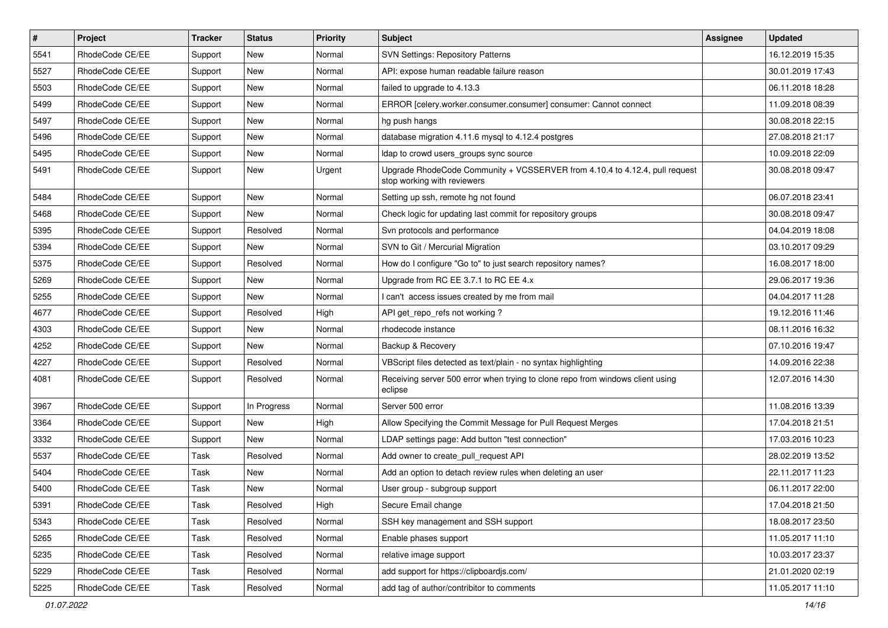| # | Project | Tracker | Status | Priority | Subject | Assignee | Updated |
|---|---|---|---|---|---|---|---|
| 5541 | RhodeCode CE/EE | Support | New | Normal | SVN Settings: Repository Patterns | | 16.12.2019 15:35 |
| 5527 | RhodeCode CE/EE | Support | New | Normal | API: expose human readable failure reason | | 30.01.2019 17:43 |
| 5503 | RhodeCode CE/EE | Support | New | Normal | failed to upgrade to 4.13.3 | | 06.11.2018 18:28 |
| 5499 | RhodeCode CE/EE | Support | New | Normal | ERROR [celery.worker.consumer.consumer] consumer: Cannot connect | | 11.09.2018 08:39 |
| 5497 | RhodeCode CE/EE | Support | New | Normal | hg push hangs | | 30.08.2018 22:15 |
| 5496 | RhodeCode CE/EE | Support | New | Normal | database migration 4.11.6 mysql to 4.12.4 postgres | | 27.08.2018 21:17 |
| 5495 | RhodeCode CE/EE | Support | New | Normal | ldap to crowd users_groups sync source | | 10.09.2018 22:09 |
| 5491 | RhodeCode CE/EE | Support | New | Urgent | Upgrade RhodeCode Community + VCSSERVER from 4.10.4 to 4.12.4, pull request stop working with reviewers | | 30.08.2018 09:47 |
| 5484 | RhodeCode CE/EE | Support | New | Normal | Setting up ssh, remote hg not found | | 06.07.2018 23:41 |
| 5468 | RhodeCode CE/EE | Support | New | Normal | Check logic for updating last commit for repository groups | | 30.08.2018 09:47 |
| 5395 | RhodeCode CE/EE | Support | Resolved | Normal | Svn protocols and performance | | 04.04.2019 18:08 |
| 5394 | RhodeCode CE/EE | Support | New | Normal | SVN to Git / Mercurial Migration | | 03.10.2017 09:29 |
| 5375 | RhodeCode CE/EE | Support | Resolved | Normal | How do I configure "Go to" to just search repository names? | | 16.08.2017 18:00 |
| 5269 | RhodeCode CE/EE | Support | New | Normal | Upgrade from RC EE 3.7.1 to RC EE 4.x | | 29.06.2017 19:36 |
| 5255 | RhodeCode CE/EE | Support | New | Normal | I can't access issues created by me from mail | | 04.04.2017 11:28 |
| 4677 | RhodeCode CE/EE | Support | Resolved | High | API get_repo_refs not working ? | | 19.12.2016 11:46 |
| 4303 | RhodeCode CE/EE | Support | New | Normal | rhodecode instance | | 08.11.2016 16:32 |
| 4252 | RhodeCode CE/EE | Support | New | Normal | Backup & Recovery | | 07.10.2016 19:47 |
| 4227 | RhodeCode CE/EE | Support | Resolved | Normal | VBScript files detected as text/plain - no syntax highlighting | | 14.09.2016 22:38 |
| 4081 | RhodeCode CE/EE | Support | Resolved | Normal | Receiving server 500 error when trying to clone repo from windows client using eclipse | | 12.07.2016 14:30 |
| 3967 | RhodeCode CE/EE | Support | In Progress | Normal | Server 500 error | | 11.08.2016 13:39 |
| 3364 | RhodeCode CE/EE | Support | New | High | Allow Specifying the Commit Message for Pull Request Merges | | 17.04.2018 21:51 |
| 3332 | RhodeCode CE/EE | Support | New | Normal | LDAP settings page: Add button "test connection" | | 17.03.2016 10:23 |
| 5537 | RhodeCode CE/EE | Task | Resolved | Normal | Add owner to create_pull_request API | | 28.02.2019 13:52 |
| 5404 | RhodeCode CE/EE | Task | New | Normal | Add an option to detach review rules when deleting an user | | 22.11.2017 11:23 |
| 5400 | RhodeCode CE/EE | Task | New | Normal | User group - subgroup support | | 06.11.2017 22:00 |
| 5391 | RhodeCode CE/EE | Task | Resolved | High | Secure Email change | | 17.04.2018 21:50 |
| 5343 | RhodeCode CE/EE | Task | Resolved | Normal | SSH key management and SSH support | | 18.08.2017 23:50 |
| 5265 | RhodeCode CE/EE | Task | Resolved | Normal | Enable phases support | | 11.05.2017 11:10 |
| 5235 | RhodeCode CE/EE | Task | Resolved | Normal | relative image support | | 10.03.2017 23:37 |
| 5229 | RhodeCode CE/EE | Task | Resolved | Normal | add support for https://clipboardjs.com/ | | 21.01.2020 02:19 |
| 5225 | RhodeCode CE/EE | Task | Resolved | Normal | add tag of author/contribitor to comments | | 11.05.2017 11:10 |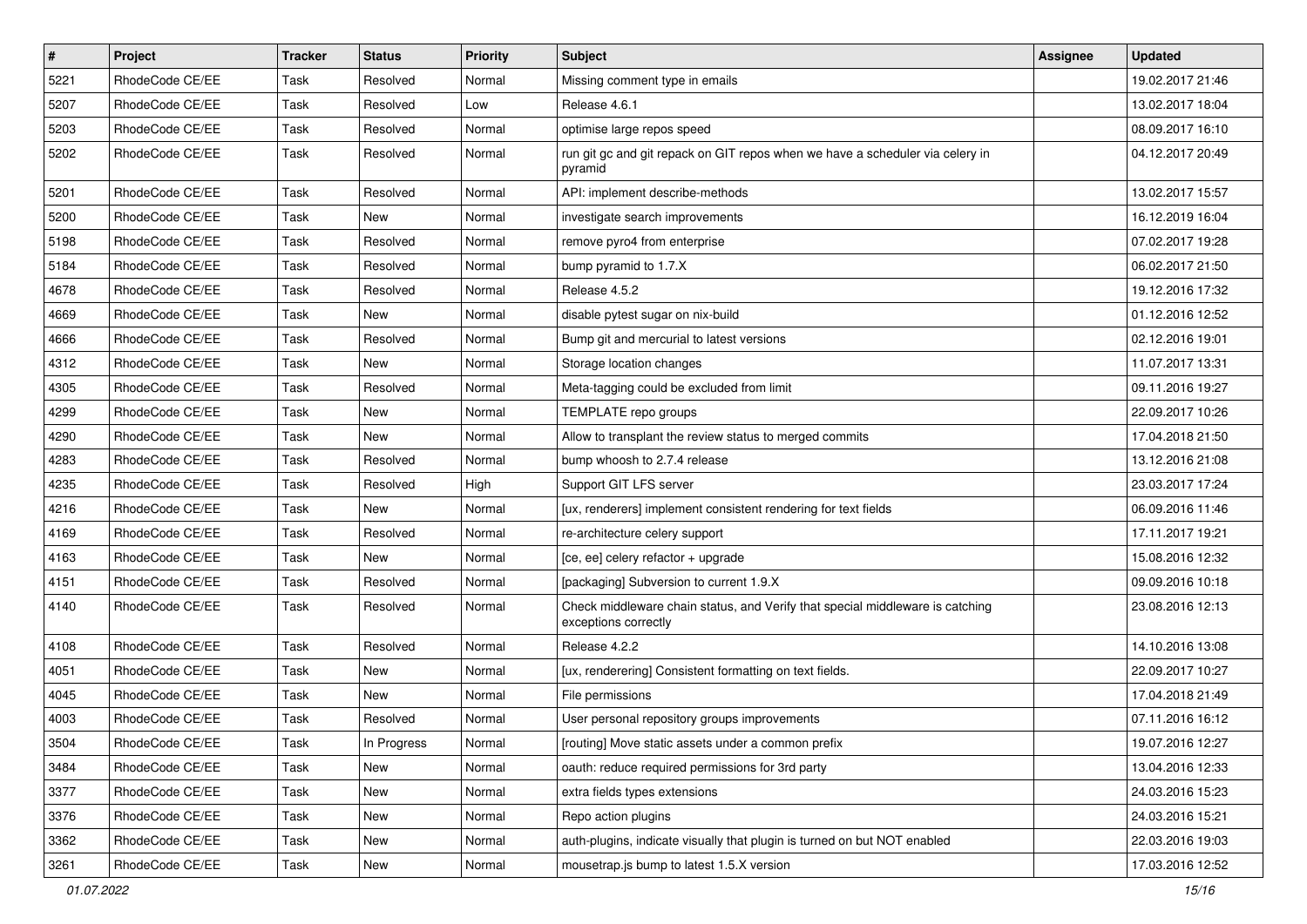| # | Project | Tracker | Status | Priority | Subject | Assignee | Updated |
|---|---|---|---|---|---|---|---|
| 5221 | RhodeCode CE/EE | Task | Resolved | Normal | Missing comment type in emails | | 19.02.2017 21:46 |
| 5207 | RhodeCode CE/EE | Task | Resolved | Low | Release 4.6.1 | | 13.02.2017 18:04 |
| 5203 | RhodeCode CE/EE | Task | Resolved | Normal | optimise large repos speed | | 08.09.2017 16:10 |
| 5202 | RhodeCode CE/EE | Task | Resolved | Normal | run git gc and git repack on GIT repos when we have a scheduler via celery in pyramid | | 04.12.2017 20:49 |
| 5201 | RhodeCode CE/EE | Task | Resolved | Normal | API: implement describe-methods | | 13.02.2017 15:57 |
| 5200 | RhodeCode CE/EE | Task | New | Normal | investigate search improvements | | 16.12.2019 16:04 |
| 5198 | RhodeCode CE/EE | Task | Resolved | Normal | remove pyro4 from enterprise | | 07.02.2017 19:28 |
| 5184 | RhodeCode CE/EE | Task | Resolved | Normal | bump pyramid to 1.7.X | | 06.02.2017 21:50 |
| 4678 | RhodeCode CE/EE | Task | Resolved | Normal | Release 4.5.2 | | 19.12.2016 17:32 |
| 4669 | RhodeCode CE/EE | Task | New | Normal | disable pytest sugar on nix-build | | 01.12.2016 12:52 |
| 4666 | RhodeCode CE/EE | Task | Resolved | Normal | Bump git and mercurial to latest versions | | 02.12.2016 19:01 |
| 4312 | RhodeCode CE/EE | Task | New | Normal | Storage location changes | | 11.07.2017 13:31 |
| 4305 | RhodeCode CE/EE | Task | Resolved | Normal | Meta-tagging could be excluded from limit | | 09.11.2016 19:27 |
| 4299 | RhodeCode CE/EE | Task | New | Normal | TEMPLATE repo groups | | 22.09.2017 10:26 |
| 4290 | RhodeCode CE/EE | Task | New | Normal | Allow to transplant the review status to merged commits | | 17.04.2018 21:50 |
| 4283 | RhodeCode CE/EE | Task | Resolved | Normal | bump whoosh to 2.7.4 release | | 13.12.2016 21:08 |
| 4235 | RhodeCode CE/EE | Task | Resolved | High | Support GIT LFS server | | 23.03.2017 17:24 |
| 4216 | RhodeCode CE/EE | Task | New | Normal | [ux, renderers] implement consistent rendering for text fields | | 06.09.2016 11:46 |
| 4169 | RhodeCode CE/EE | Task | Resolved | Normal | re-architecture celery support | | 17.11.2017 19:21 |
| 4163 | RhodeCode CE/EE | Task | New | Normal | [ce, ee] celery refactor + upgrade | | 15.08.2016 12:32 |
| 4151 | RhodeCode CE/EE | Task | Resolved | Normal | [packaging] Subversion to current 1.9.X | | 09.09.2016 10:18 |
| 4140 | RhodeCode CE/EE | Task | Resolved | Normal | Check middleware chain status, and Verify that special middleware is catching exceptions correctly | | 23.08.2016 12:13 |
| 4108 | RhodeCode CE/EE | Task | Resolved | Normal | Release 4.2.2 | | 14.10.2016 13:08 |
| 4051 | RhodeCode CE/EE | Task | New | Normal | [ux, renderering] Consistent formatting on text fields. | | 22.09.2017 10:27 |
| 4045 | RhodeCode CE/EE | Task | New | Normal | File permissions | | 17.04.2018 21:49 |
| 4003 | RhodeCode CE/EE | Task | Resolved | Normal | User personal repository groups improvements | | 07.11.2016 16:12 |
| 3504 | RhodeCode CE/EE | Task | In Progress | Normal | [routing] Move static assets under a common prefix | | 19.07.2016 12:27 |
| 3484 | RhodeCode CE/EE | Task | New | Normal | oauth: reduce required permissions for 3rd party | | 13.04.2016 12:33 |
| 3377 | RhodeCode CE/EE | Task | New | Normal | extra fields types extensions | | 24.03.2016 15:23 |
| 3376 | RhodeCode CE/EE | Task | New | Normal | Repo action plugins | | 24.03.2016 15:21 |
| 3362 | RhodeCode CE/EE | Task | New | Normal | auth-plugins, indicate visually that plugin is turned on but NOT enabled | | 22.03.2016 19:03 |
| 3261 | RhodeCode CE/EE | Task | New | Normal | mousetrap.js bump to latest 1.5.X version | | 17.03.2016 12:52 |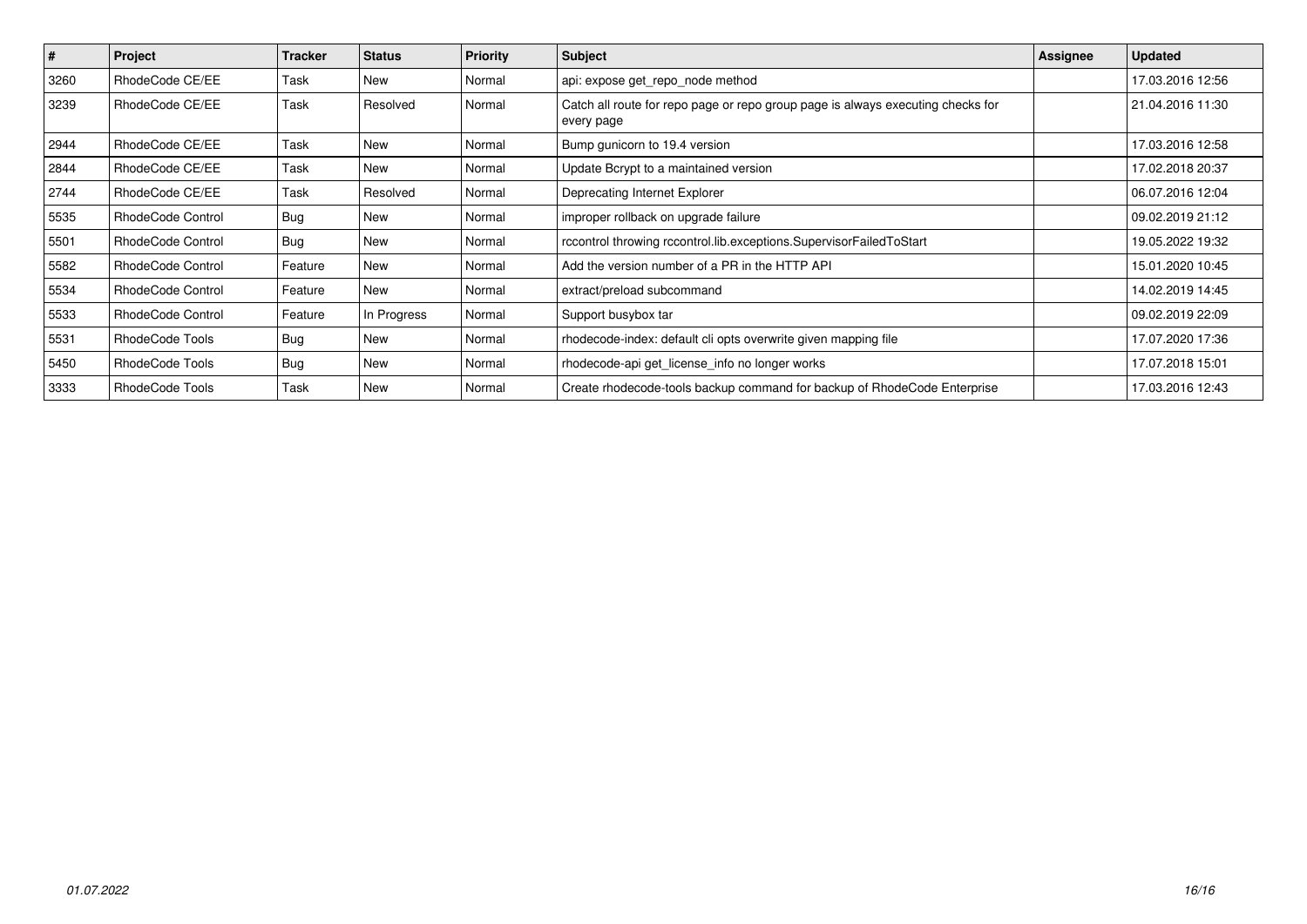| # | Project | Tracker | Status | Priority | Subject | Assignee | Updated |
|---|---|---|---|---|---|---|---|
| 3260 | RhodeCode CE/EE | Task | New | Normal | api: expose get_repo_node method | | 17.03.2016 12:56 |
| 3239 | RhodeCode CE/EE | Task | Resolved | Normal | Catch all route for repo page or repo group page is always executing checks for every page | | 21.04.2016 11:30 |
| 2944 | RhodeCode CE/EE | Task | New | Normal | Bump gunicorn to 19.4 version | | 17.03.2016 12:58 |
| 2844 | RhodeCode CE/EE | Task | New | Normal | Update Bcrypt to a maintained version | | 17.02.2018 20:37 |
| 2744 | RhodeCode CE/EE | Task | Resolved | Normal | Deprecating Internet Explorer | | 06.07.2016 12:04 |
| 5535 | RhodeCode Control | Bug | New | Normal | improper rollback on upgrade failure | | 09.02.2019 21:12 |
| 5501 | RhodeCode Control | Bug | New | Normal | rccontrol throwing rccontrol.lib.exceptions.SupervisorFailedToStart | | 19.05.2022 19:32 |
| 5582 | RhodeCode Control | Feature | New | Normal | Add the version number of a PR in the HTTP API | | 15.01.2020 10:45 |
| 5534 | RhodeCode Control | Feature | New | Normal | extract/preload subcommand | | 14.02.2019 14:45 |
| 5533 | RhodeCode Control | Feature | In Progress | Normal | Support busybox tar | | 09.02.2019 22:09 |
| 5531 | RhodeCode Tools | Bug | New | Normal | rhodecode-index: default cli opts overwrite given mapping file | | 17.07.2020 17:36 |
| 5450 | RhodeCode Tools | Bug | New | Normal | rhodecode-api get_license_info no longer works | | 17.07.2018 15:01 |
| 3333 | RhodeCode Tools | Task | New | Normal | Create rhodecode-tools backup command for backup of RhodeCode Enterprise | | 17.03.2016 12:43 |